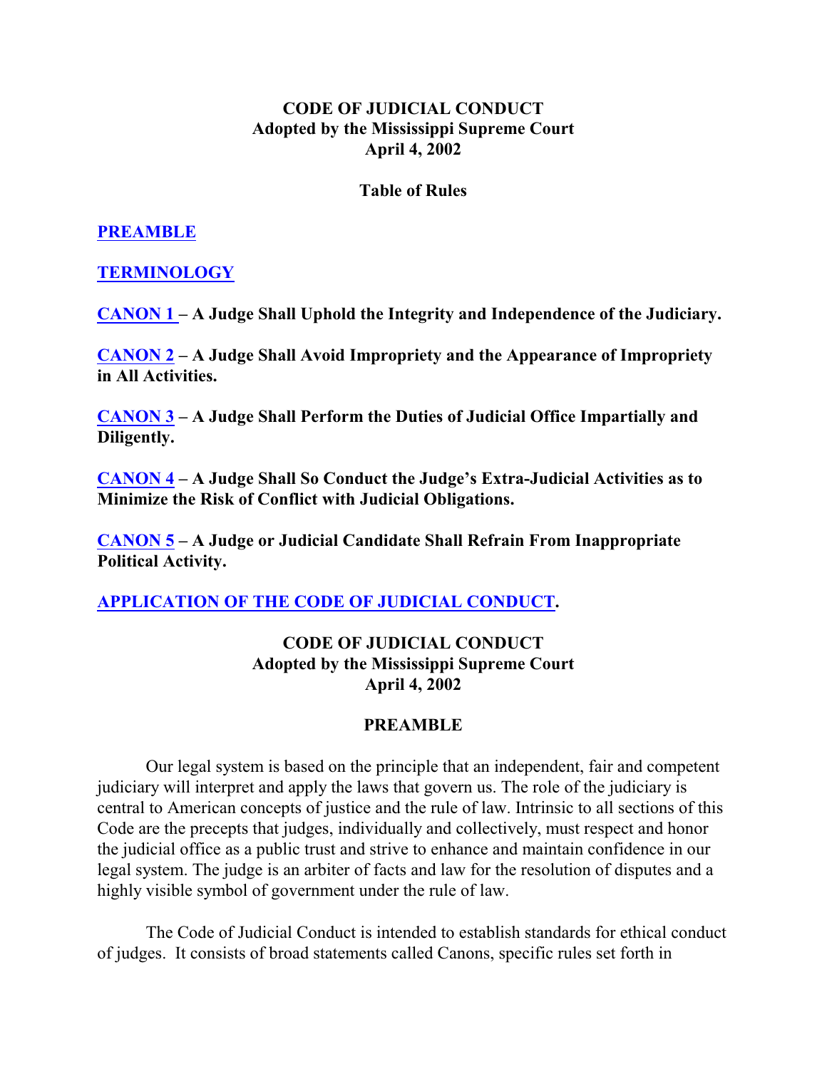**CODE OF JUDICIAL CONDUCT**
**Adopted by the Mississippi Supreme Court**
**April 4, 2002**

**Table of Rules**

**PREAMBLE**

**TERMINOLOGY**

**CANON 1 – A Judge Shall Uphold the Integrity and Independence of the Judiciary.**

**CANON 2 – A Judge Shall Avoid Impropriety and the Appearance of Impropriety in All Activities.**

**CANON 3 – A Judge Shall Perform the Duties of Judicial Office Impartially and Diligently.**

**CANON 4 – A Judge Shall So Conduct the Judge's Extra-Judicial Activities as to Minimize the Risk of Conflict with Judicial Obligations.**

**CANON 5 – A Judge or Judicial Candidate Shall Refrain From Inappropriate Political Activity.**

**APPLICATION OF THE CODE OF JUDICIAL CONDUCT.**

# CODE OF JUDICIAL CONDUCT
## Adopted by the Mississippi Supreme Court
## April 4, 2002

## PREAMBLE

Our legal system is based on the principle that an independent, fair and competent judiciary will interpret and apply the laws that govern us. The role of the judiciary is central to American concepts of justice and the rule of law. Intrinsic to all sections of this Code are the precepts that judges, individually and collectively, must respect and honor the judicial office as a public trust and strive to enhance and maintain confidence in our legal system. The judge is an arbiter of facts and law for the resolution of disputes and a highly visible symbol of government under the rule of law.

The Code of Judicial Conduct is intended to establish standards for ethical conduct of judges. It consists of broad statements called Canons, specific rules set forth in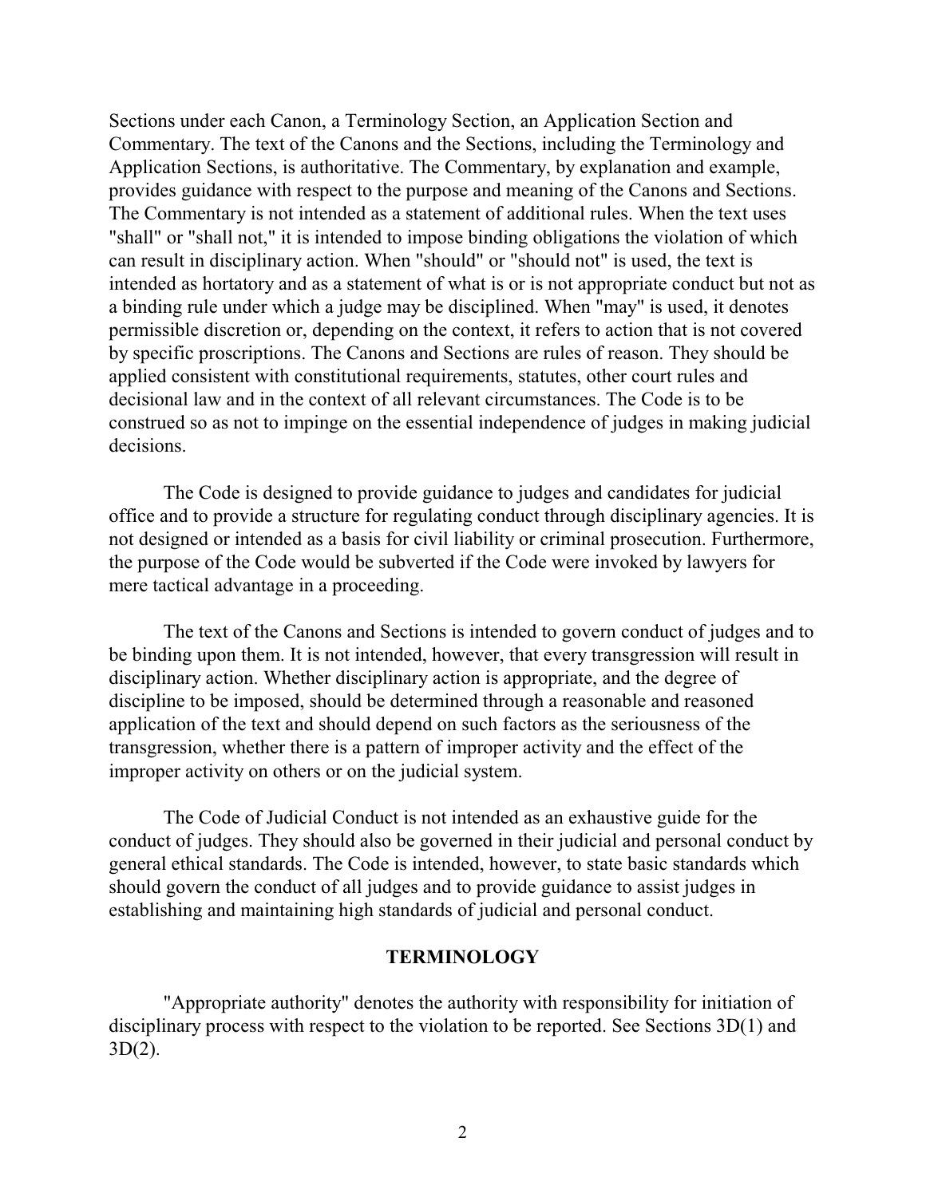Sections under each Canon, a Terminology Section, an Application Section and Commentary. The text of the Canons and the Sections, including the Terminology and Application Sections, is authoritative. The Commentary, by explanation and example, provides guidance with respect to the purpose and meaning of the Canons and Sections. The Commentary is not intended as a statement of additional rules. When the text uses "shall" or "shall not," it is intended to impose binding obligations the violation of which can result in disciplinary action. When "should" or "should not" is used, the text is intended as hortatory and as a statement of what is or is not appropriate conduct but not as a binding rule under which a judge may be disciplined. When "may" is used, it denotes permissible discretion or, depending on the context, it refers to action that is not covered by specific proscriptions. The Canons and Sections are rules of reason. They should be applied consistent with constitutional requirements, statutes, other court rules and decisional law and in the context of all relevant circumstances. The Code is to be construed so as not to impinge on the essential independence of judges in making judicial decisions.

The Code is designed to provide guidance to judges and candidates for judicial office and to provide a structure for regulating conduct through disciplinary agencies. It is not designed or intended as a basis for civil liability or criminal prosecution. Furthermore, the purpose of the Code would be subverted if the Code were invoked by lawyers for mere tactical advantage in a proceeding.

The text of the Canons and Sections is intended to govern conduct of judges and to be binding upon them. It is not intended, however, that every transgression will result in disciplinary action. Whether disciplinary action is appropriate, and the degree of discipline to be imposed, should be determined through a reasonable and reasoned application of the text and should depend on such factors as the seriousness of the transgression, whether there is a pattern of improper activity and the effect of the improper activity on others or on the judicial system.

The Code of Judicial Conduct is not intended as an exhaustive guide for the conduct of judges. They should also be governed in their judicial and personal conduct by general ethical standards. The Code is intended, however, to state basic standards which should govern the conduct of all judges and to provide guidance to assist judges in establishing and maintaining high standards of judicial and personal conduct.

## TERMINOLOGY

"Appropriate authority" denotes the authority with responsibility for initiation of disciplinary process with respect to the violation to be reported. See Sections 3D(1) and 3D(2).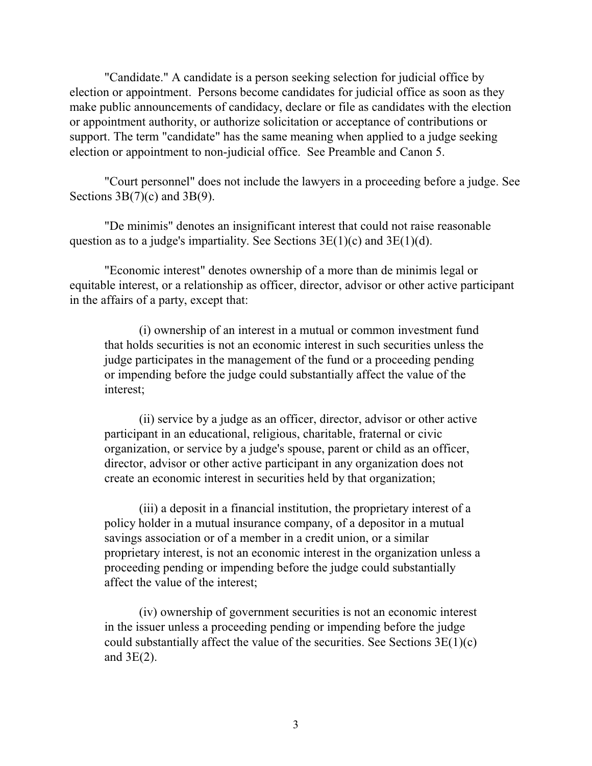"Candidate." A candidate is a person seeking selection for judicial office by election or appointment. Persons become candidates for judicial office as soon as they make public announcements of candidacy, declare or file as candidates with the election or appointment authority, or authorize solicitation or acceptance of contributions or support. The term "candidate" has the same meaning when applied to a judge seeking election or appointment to non-judicial office. See Preamble and Canon 5.

"Court personnel" does not include the lawyers in a proceeding before a judge. See Sections 3B(7)(c) and 3B(9).

"De minimis" denotes an insignificant interest that could not raise reasonable question as to a judge's impartiality. See Sections 3E(1)(c) and 3E(1)(d).

"Economic interest" denotes ownership of a more than de minimis legal or equitable interest, or a relationship as officer, director, advisor or other active participant in the affairs of a party, except that:

(i) ownership of an interest in a mutual or common investment fund that holds securities is not an economic interest in such securities unless the judge participates in the management of the fund or a proceeding pending or impending before the judge could substantially affect the value of the interest;

(ii) service by a judge as an officer, director, advisor or other active participant in an educational, religious, charitable, fraternal or civic organization, or service by a judge's spouse, parent or child as an officer, director, advisor or other active participant in any organization does not create an economic interest in securities held by that organization;

(iii) a deposit in a financial institution, the proprietary interest of a policy holder in a mutual insurance company, of a depositor in a mutual savings association or of a member in a credit union, or a similar proprietary interest, is not an economic interest in the organization unless a proceeding pending or impending before the judge could substantially affect the value of the interest;

(iv) ownership of government securities is not an economic interest in the issuer unless a proceeding pending or impending before the judge could substantially affect the value of the securities. See Sections 3E(1)(c) and 3E(2).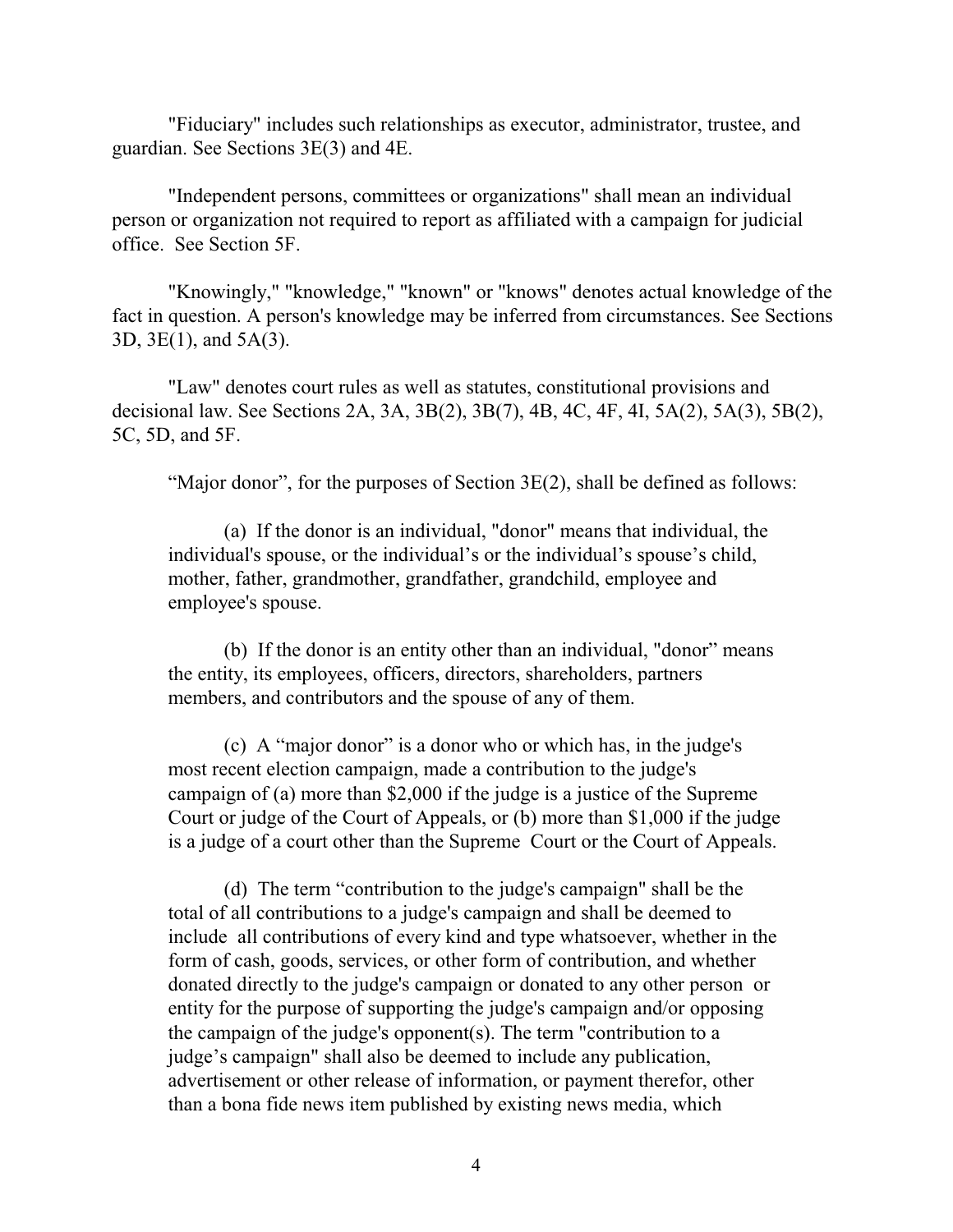"Fiduciary" includes such relationships as executor, administrator, trustee, and guardian. See Sections 3E(3) and 4E.

"Independent persons, committees or organizations" shall mean an individual person or organization not required to report as affiliated with a campaign for judicial office. See Section 5F.

"Knowingly," "knowledge," "known" or "knows" denotes actual knowledge of the fact in question. A person's knowledge may be inferred from circumstances. See Sections 3D, 3E(1), and 5A(3).

"Law" denotes court rules as well as statutes, constitutional provisions and decisional law. See Sections 2A, 3A, 3B(2), 3B(7), 4B, 4C, 4F, 4I, 5A(2), 5A(3), 5B(2), 5C, 5D, and 5F.

"Major donor", for the purposes of Section 3E(2), shall be defined as follows:

> (a) If the donor is an individual, "donor" means that individual, the individual's spouse, or the individual's or the individual's spouse's child, mother, father, grandmother, grandfather, grandchild, employee and employee's spouse.
>
> (b) If the donor is an entity other than an individual, "donor" means the entity, its employees, officers, directors, shareholders, partners members, and contributors and the spouse of any of them.
>
> (c) A "major donor" is a donor who or which has, in the judge's most recent election campaign, made a contribution to the judge's campaign of (a) more than $2,000 if the judge is a justice of the Supreme Court or judge of the Court of Appeals, or (b) more than $1,000 if the judge is a judge of a court other than the Supreme Court or the Court of Appeals.
>
> (d) The term "contribution to the judge's campaign" shall be the total of all contributions to a judge's campaign and shall be deemed to include all contributions of every kind and type whatsoever, whether in the form of cash, goods, services, or other form of contribution, and whether donated directly to the judge's campaign or donated to any other person or entity for the purpose of supporting the judge's campaign and/or opposing the campaign of the judge's opponent(s). The term "contribution to a judge's campaign" shall also be deemed to include any publication, advertisement or other release of information, or payment therefor, other than a bona fide news item published by existing news media, which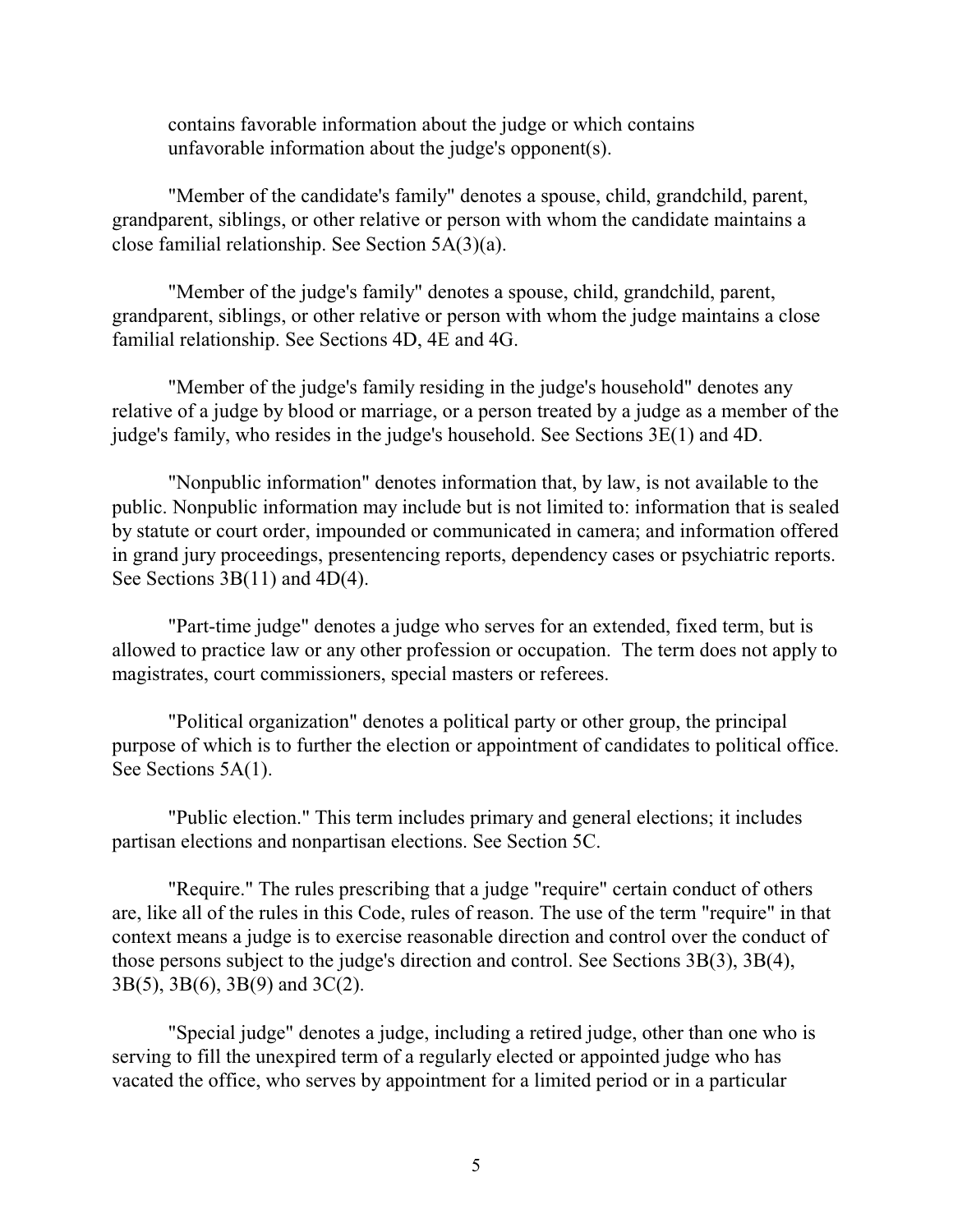contains favorable information about the judge or which contains unfavorable information about the judge's opponent(s).

"Member of the candidate's family" denotes a spouse, child, grandchild, parent, grandparent, siblings, or other relative or person with whom the candidate maintains a close familial relationship. See Section 5A(3)(a).

"Member of the judge's family" denotes a spouse, child, grandchild, parent, grandparent, siblings, or other relative or person with whom the judge maintains a close familial relationship. See Sections 4D, 4E and 4G.

"Member of the judge's family residing in the judge's household" denotes any relative of a judge by blood or marriage, or a person treated by a judge as a member of the judge's family, who resides in the judge's household. See Sections 3E(1) and 4D.

"Nonpublic information" denotes information that, by law, is not available to the public. Nonpublic information may include but is not limited to: information that is sealed by statute or court order, impounded or communicated in camera; and information offered in grand jury proceedings, presentencing reports, dependency cases or psychiatric reports. See Sections 3B(11) and 4D(4).

"Part-time judge" denotes a judge who serves for an extended, fixed term, but is allowed to practice law or any other profession or occupation. The term does not apply to magistrates, court commissioners, special masters or referees.

"Political organization" denotes a political party or other group, the principal purpose of which is to further the election or appointment of candidates to political office. See Sections 5A(1).

"Public election." This term includes primary and general elections; it includes partisan elections and nonpartisan elections. See Section 5C.

"Require." The rules prescribing that a judge "require" certain conduct of others are, like all of the rules in this Code, rules of reason. The use of the term "require" in that context means a judge is to exercise reasonable direction and control over the conduct of those persons subject to the judge's direction and control. See Sections 3B(3), 3B(4), 3B(5), 3B(6), 3B(9) and 3C(2).

"Special judge" denotes a judge, including a retired judge, other than one who is serving to fill the unexpired term of a regularly elected or appointed judge who has vacated the office, who serves by appointment for a limited period or in a particular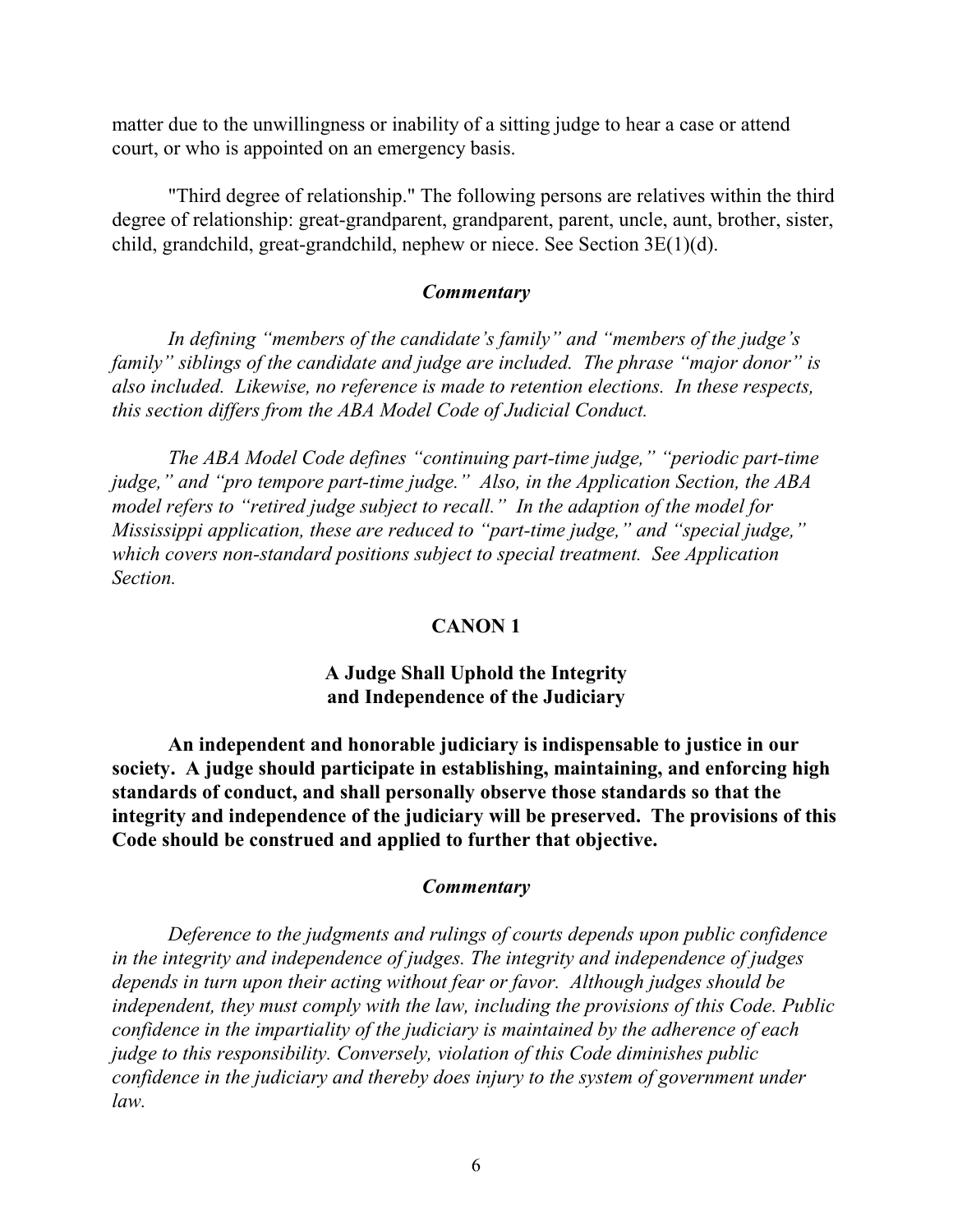matter due to the unwillingness or inability of a sitting judge to hear a case or attend court, or who is appointed on an emergency basis.

"Third degree of relationship." The following persons are relatives within the third degree of relationship: great-grandparent, grandparent, parent, uncle, aunt, brother, sister, child, grandchild, great-grandchild, nephew or niece. See Section 3E(1)(d).

***Commentary***

*In defining "members of the candidate's family" and "members of the judge's family" siblings of the candidate and judge are included. The phrase "major donor" is also included. Likewise, no reference is made to retention elections. In these respects, this section differs from the ABA Model Code of Judicial Conduct.*

*The ABA Model Code defines "continuing part-time judge," "periodic part-time judge," and "pro tempore part-time judge." Also, in the Application Section, the ABA model refers to "retired judge subject to recall." In the adaption of the model for Mississippi application, these are reduced to "part-time judge," and "special judge," which covers non-standard positions subject to special treatment. See Application Section.*

## CANON 1

### A Judge Shall Uphold the Integrity and Independence of the Judiciary

**An independent and honorable judiciary is indispensable to justice in our society. A judge should participate in establishing, maintaining, and enforcing high standards of conduct, and shall personally observe those standards so that the integrity and independence of the judiciary will be preserved. The provisions of this Code should be construed and applied to further that objective.**

***Commentary***

*Deference to the judgments and rulings of courts depends upon public confidence in the integrity and independence of judges. The integrity and independence of judges depends in turn upon their acting without fear or favor. Although judges should be independent, they must comply with the law, including the provisions of this Code. Public confidence in the impartiality of the judiciary is maintained by the adherence of each judge to this responsibility. Conversely, violation of this Code diminishes public confidence in the judiciary and thereby does injury to the system of government under law.*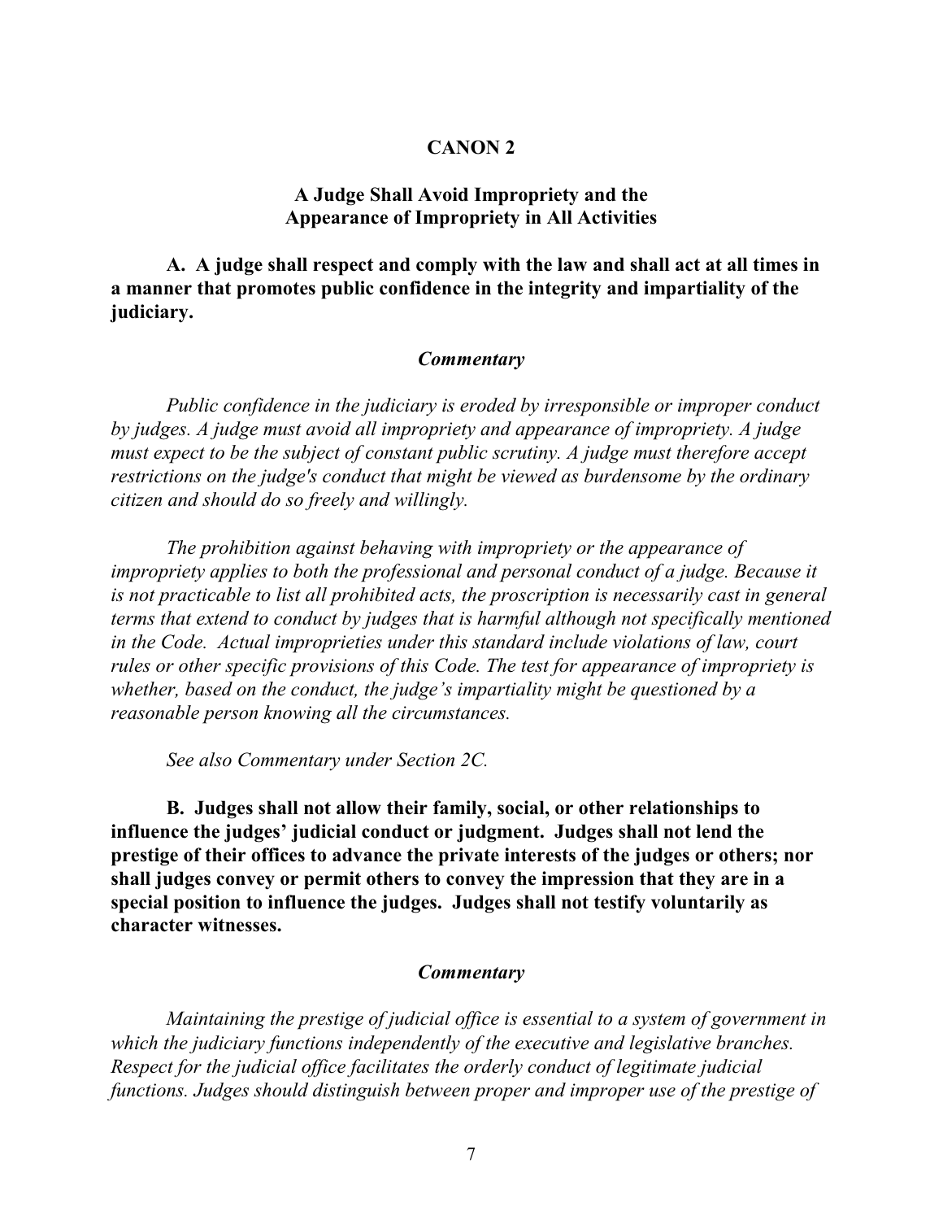## CANON 2

### A Judge Shall Avoid Impropriety and the Appearance of Impropriety in All Activities

**A. A judge shall respect and comply with the law and shall act at all times in a manner that promotes public confidence in the integrity and impartiality of the judiciary.**

***Commentary***

*Public confidence in the judiciary is eroded by irresponsible or improper conduct by judges. A judge must avoid all impropriety and appearance of impropriety. A judge must expect to be the subject of constant public scrutiny. A judge must therefore accept restrictions on the judge's conduct that might be viewed as burdensome by the ordinary citizen and should do so freely and willingly.*

*The prohibition against behaving with impropriety or the appearance of impropriety applies to both the professional and personal conduct of a judge. Because it is not practicable to list all prohibited acts, the proscription is necessarily cast in general terms that extend to conduct by judges that is harmful although not specifically mentioned in the Code. Actual improprieties under this standard include violations of law, court rules or other specific provisions of this Code. The test for appearance of impropriety is whether, based on the conduct, the judge's impartiality might be questioned by a reasonable person knowing all the circumstances.*

*See also Commentary under Section 2C.*

**B. Judges shall not allow their family, social, or other relationships to influence the judges' judicial conduct or judgment. Judges shall not lend the prestige of their offices to advance the private interests of the judges or others; nor shall judges convey or permit others to convey the impression that they are in a special position to influence the judges. Judges shall not testify voluntarily as character witnesses.**

***Commentary***

*Maintaining the prestige of judicial office is essential to a system of government in which the judiciary functions independently of the executive and legislative branches. Respect for the judicial office facilitates the orderly conduct of legitimate judicial functions. Judges should distinguish between proper and improper use of the prestige of*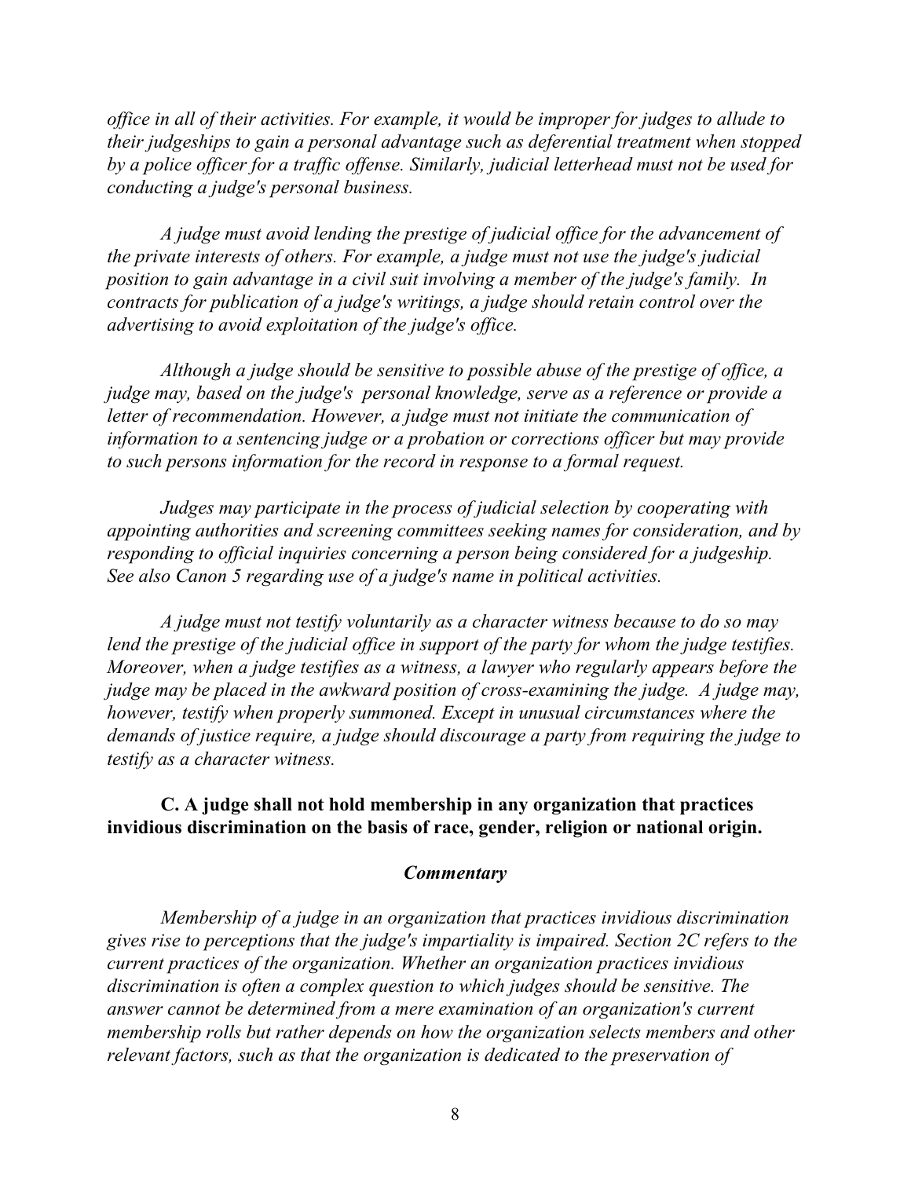*office in all of their activities. For example, it would be improper for judges to allude to their judgeships to gain a personal advantage such as deferential treatment when stopped by a police officer for a traffic offense. Similarly, judicial letterhead must not be used for conducting a judge's personal business.*

*A judge must avoid lending the prestige of judicial office for the advancement of the private interests of others. For example, a judge must not use the judge's judicial position to gain advantage in a civil suit involving a member of the judge's family. In contracts for publication of a judge's writings, a judge should retain control over the advertising to avoid exploitation of the judge's office.*

*Although a judge should be sensitive to possible abuse of the prestige of office, a judge may, based on the judge's personal knowledge, serve as a reference or provide a letter of recommendation. However, a judge must not initiate the communication of information to a sentencing judge or a probation or corrections officer but may provide to such persons information for the record in response to a formal request.*

*Judges may participate in the process of judicial selection by cooperating with appointing authorities and screening committees seeking names for consideration, and by responding to official inquiries concerning a person being considered for a judgeship. See also Canon 5 regarding use of a judge's name in political activities.*

*A judge must not testify voluntarily as a character witness because to do so may lend the prestige of the judicial office in support of the party for whom the judge testifies. Moreover, when a judge testifies as a witness, a lawyer who regularly appears before the judge may be placed in the awkward position of cross-examining the judge. A judge may, however, testify when properly summoned. Except in unusual circumstances where the demands of justice require, a judge should discourage a party from requiring the judge to testify as a character witness.*

**C. A judge shall not hold membership in any organization that practices invidious discrimination on the basis of race, gender, religion or national origin.**

***Commentary***

*Membership of a judge in an organization that practices invidious discrimination gives rise to perceptions that the judge's impartiality is impaired. Section 2C refers to the current practices of the organization. Whether an organization practices invidious discrimination is often a complex question to which judges should be sensitive. The answer cannot be determined from a mere examination of an organization's current membership rolls but rather depends on how the organization selects members and other relevant factors, such as that the organization is dedicated to the preservation of*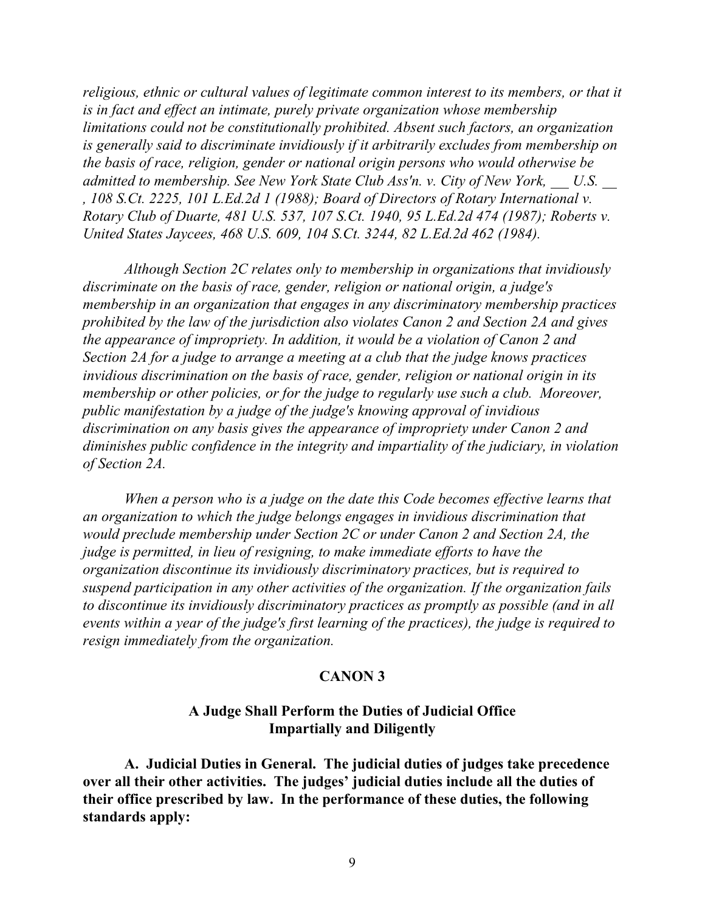*religious, ethnic or cultural values of legitimate common interest to its members, or that it is in fact and effect an intimate, purely private organization whose membership limitations could not be constitutionally prohibited. Absent such factors, an organization is generally said to discriminate invidiously if it arbitrarily excludes from membership on the basis of race, religion, gender or national origin persons who would otherwise be admitted to membership. See New York State Club Ass'n. v. City of New York, \_\_ U.S. \_\_ , 108 S.Ct. 2225, 101 L.Ed.2d 1 (1988); Board of Directors of Rotary International v. Rotary Club of Duarte, 481 U.S. 537, 107 S.Ct. 1940, 95 L.Ed.2d 474 (1987); Roberts v. United States Jaycees, 468 U.S. 609, 104 S.Ct. 3244, 82 L.Ed.2d 462 (1984).*

*Although Section 2C relates only to membership in organizations that invidiously discriminate on the basis of race, gender, religion or national origin, a judge's membership in an organization that engages in any discriminatory membership practices prohibited by the law of the jurisdiction also violates Canon 2 and Section 2A and gives the appearance of impropriety. In addition, it would be a violation of Canon 2 and Section 2A for a judge to arrange a meeting at a club that the judge knows practices invidious discrimination on the basis of race, gender, religion or national origin in its membership or other policies, or for the judge to regularly use such a club. Moreover, public manifestation by a judge of the judge's knowing approval of invidious discrimination on any basis gives the appearance of impropriety under Canon 2 and diminishes public confidence in the integrity and impartiality of the judiciary, in violation of Section 2A.*

*When a person who is a judge on the date this Code becomes effective learns that an organization to which the judge belongs engages in invidious discrimination that would preclude membership under Section 2C or under Canon 2 and Section 2A, the judge is permitted, in lieu of resigning, to make immediate efforts to have the organization discontinue its invidiously discriminatory practices, but is required to suspend participation in any other activities of the organization. If the organization fails to discontinue its invidiously discriminatory practices as promptly as possible (and in all events within a year of the judge's first learning of the practices), the judge is required to resign immediately from the organization.*

## CANON 3

### A Judge Shall Perform the Duties of Judicial Office Impartially and Diligently

**A. Judicial Duties in General. The judicial duties of judges take precedence over all their other activities. The judges' judicial duties include all the duties of their office prescribed by law. In the performance of these duties, the following standards apply:**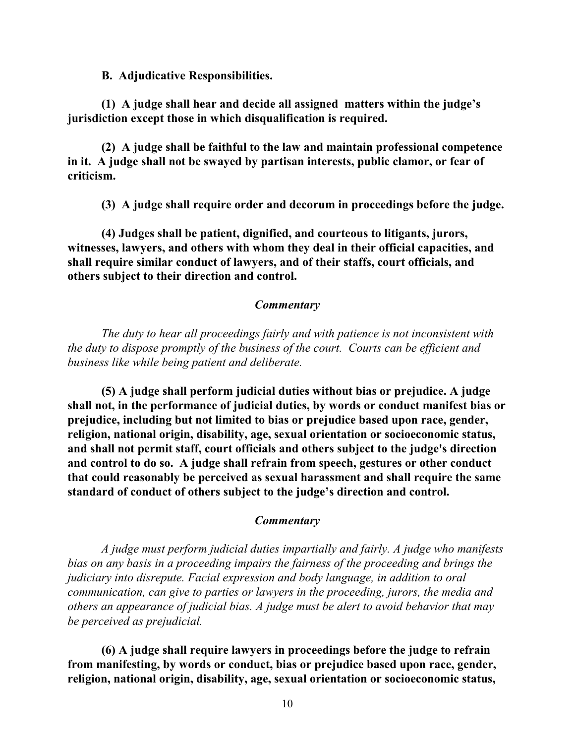**B. Adjudicative Responsibilities.**

**(1) A judge shall hear and decide all assigned matters within the judge's jurisdiction except those in which disqualification is required.**

**(2) A judge shall be faithful to the law and maintain professional competence in it. A judge shall not be swayed by partisan interests, public clamor, or fear of criticism.**

**(3) A judge shall require order and decorum in proceedings before the judge.**

**(4) Judges shall be patient, dignified, and courteous to litigants, jurors, witnesses, lawyers, and others with whom they deal in their official capacities, and shall require similar conduct of lawyers, and of their staffs, court officials, and others subject to their direction and control.**

***Commentary***

*The duty to hear all proceedings fairly and with patience is not inconsistent with the duty to dispose promptly of the business of the court. Courts can be efficient and business like while being patient and deliberate.*

**(5) A judge shall perform judicial duties without bias or prejudice. A judge shall not, in the performance of judicial duties, by words or conduct manifest bias or prejudice, including but not limited to bias or prejudice based upon race, gender, religion, national origin, disability, age, sexual orientation or socioeconomic status, and shall not permit staff, court officials and others subject to the judge's direction and control to do so. A judge shall refrain from speech, gestures or other conduct that could reasonably be perceived as sexual harassment and shall require the same standard of conduct of others subject to the judge's direction and control.**

***Commentary***

*A judge must perform judicial duties impartially and fairly. A judge who manifests bias on any basis in a proceeding impairs the fairness of the proceeding and brings the judiciary into disrepute. Facial expression and body language, in addition to oral communication, can give to parties or lawyers in the proceeding, jurors, the media and others an appearance of judicial bias. A judge must be alert to avoid behavior that may be perceived as prejudicial.*

**(6) A judge shall require lawyers in proceedings before the judge to refrain from manifesting, by words or conduct, bias or prejudice based upon race, gender, religion, national origin, disability, age, sexual orientation or socioeconomic status,**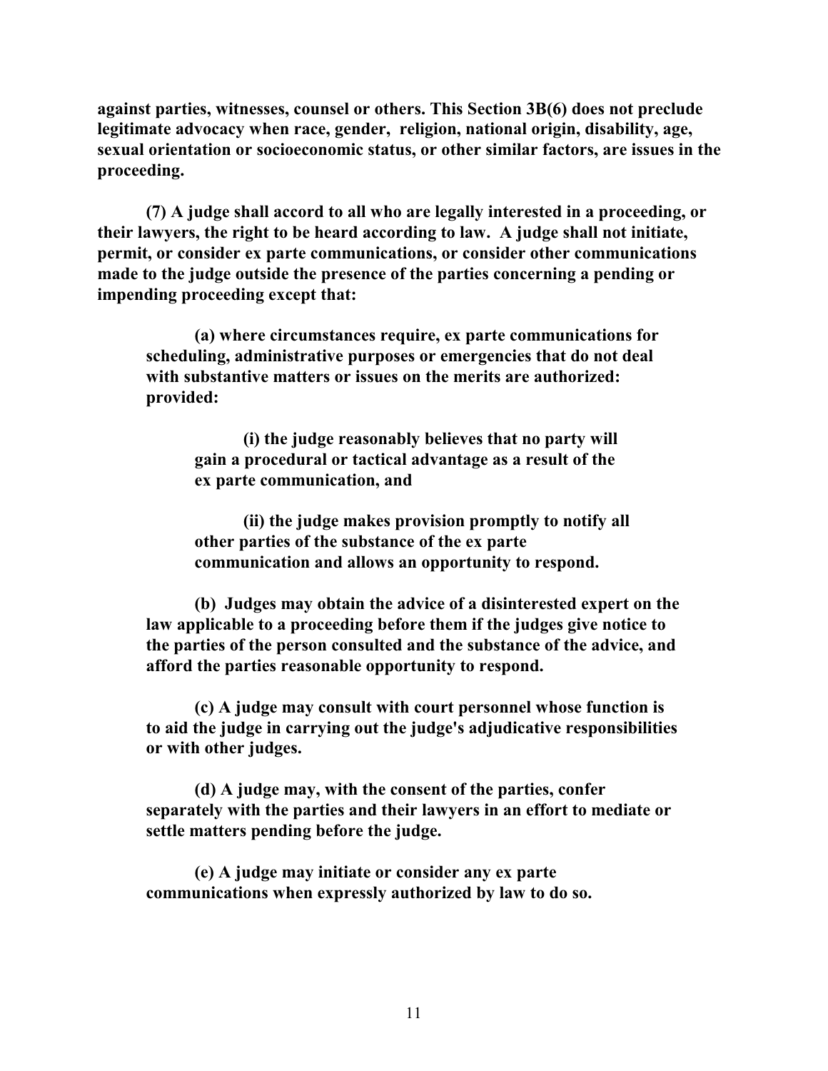**against parties, witnesses, counsel or others. This Section 3B(6) does not preclude legitimate advocacy when race, gender, religion, national origin, disability, age, sexual orientation or socioeconomic status, or other similar factors, are issues in the proceeding.**

**(7) A judge shall accord to all who are legally interested in a proceeding, or their lawyers, the right to be heard according to law. A judge shall not initiate, permit, or consider ex parte communications, or consider other communications made to the judge outside the presence of the parties concerning a pending or impending proceeding except that:**

> **(a) where circumstances require, ex parte communications for scheduling, administrative purposes or emergencies that do not deal with substantive matters or issues on the merits are authorized: provided:**
>
> > **(i) the judge reasonably believes that no party will gain a procedural or tactical advantage as a result of the ex parte communication, and**
> >
> > **(ii) the judge makes provision promptly to notify all other parties of the substance of the ex parte communication and allows an opportunity to respond.**
>
> **(b) Judges may obtain the advice of a disinterested expert on the law applicable to a proceeding before them if the judges give notice to the parties of the person consulted and the substance of the advice, and afford the parties reasonable opportunity to respond.**
>
> **(c) A judge may consult with court personnel whose function is to aid the judge in carrying out the judge's adjudicative responsibilities or with other judges.**
>
> **(d) A judge may, with the consent of the parties, confer separately with the parties and their lawyers in an effort to mediate or settle matters pending before the judge.**
>
> **(e) A judge may initiate or consider any ex parte communications when expressly authorized by law to do so.**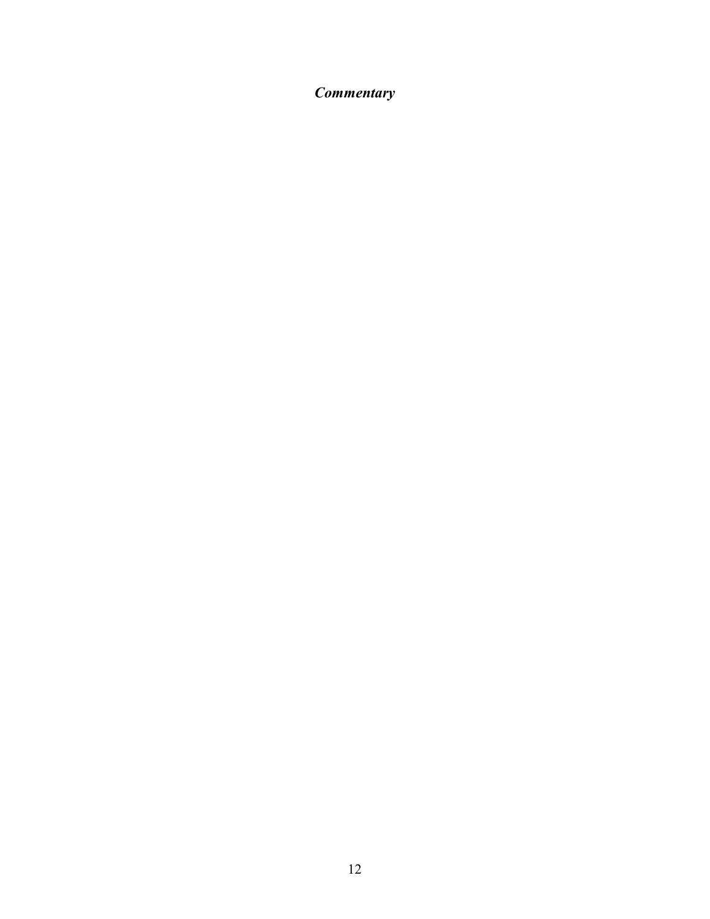***Commentary***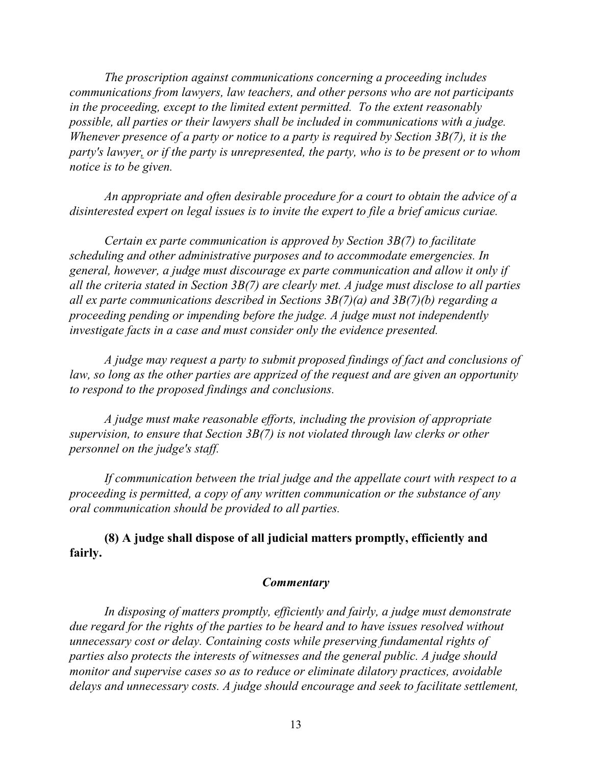*The proscription against communications concerning a proceeding includes communications from lawyers, law teachers, and other persons who are not participants in the proceeding, except to the limited extent permitted. To the extent reasonably possible, all parties or their lawyers shall be included in communications with a judge. Whenever presence of a party or notice to a party is required by Section 3B(7), it is the party's lawyer, or if the party is unrepresented, the party, who is to be present or to whom notice is to be given.*

*An appropriate and often desirable procedure for a court to obtain the advice of a disinterested expert on legal issues is to invite the expert to file a brief amicus curiae.*

*Certain ex parte communication is approved by Section 3B(7) to facilitate scheduling and other administrative purposes and to accommodate emergencies. In general, however, a judge must discourage ex parte communication and allow it only if all the criteria stated in Section 3B(7) are clearly met. A judge must disclose to all parties all ex parte communications described in Sections 3B(7)(a) and 3B(7)(b) regarding a proceeding pending or impending before the judge. A judge must not independently investigate facts in a case and must consider only the evidence presented.*

*A judge may request a party to submit proposed findings of fact and conclusions of law, so long as the other parties are apprized of the request and are given an opportunity to respond to the proposed findings and conclusions.*

*A judge must make reasonable efforts, including the provision of appropriate supervision, to ensure that Section 3B(7) is not violated through law clerks or other personnel on the judge's staff.*

*If communication between the trial judge and the appellate court with respect to a proceeding is permitted, a copy of any written communication or the substance of any oral communication should be provided to all parties.*

**(8) A judge shall dispose of all judicial matters promptly, efficiently and fairly.**

***Commentary***

*In disposing of matters promptly, efficiently and fairly, a judge must demonstrate due regard for the rights of the parties to be heard and to have issues resolved without unnecessary cost or delay. Containing costs while preserving fundamental rights of parties also protects the interests of witnesses and the general public. A judge should monitor and supervise cases so as to reduce or eliminate dilatory practices, avoidable delays and unnecessary costs. A judge should encourage and seek to facilitate settlement,*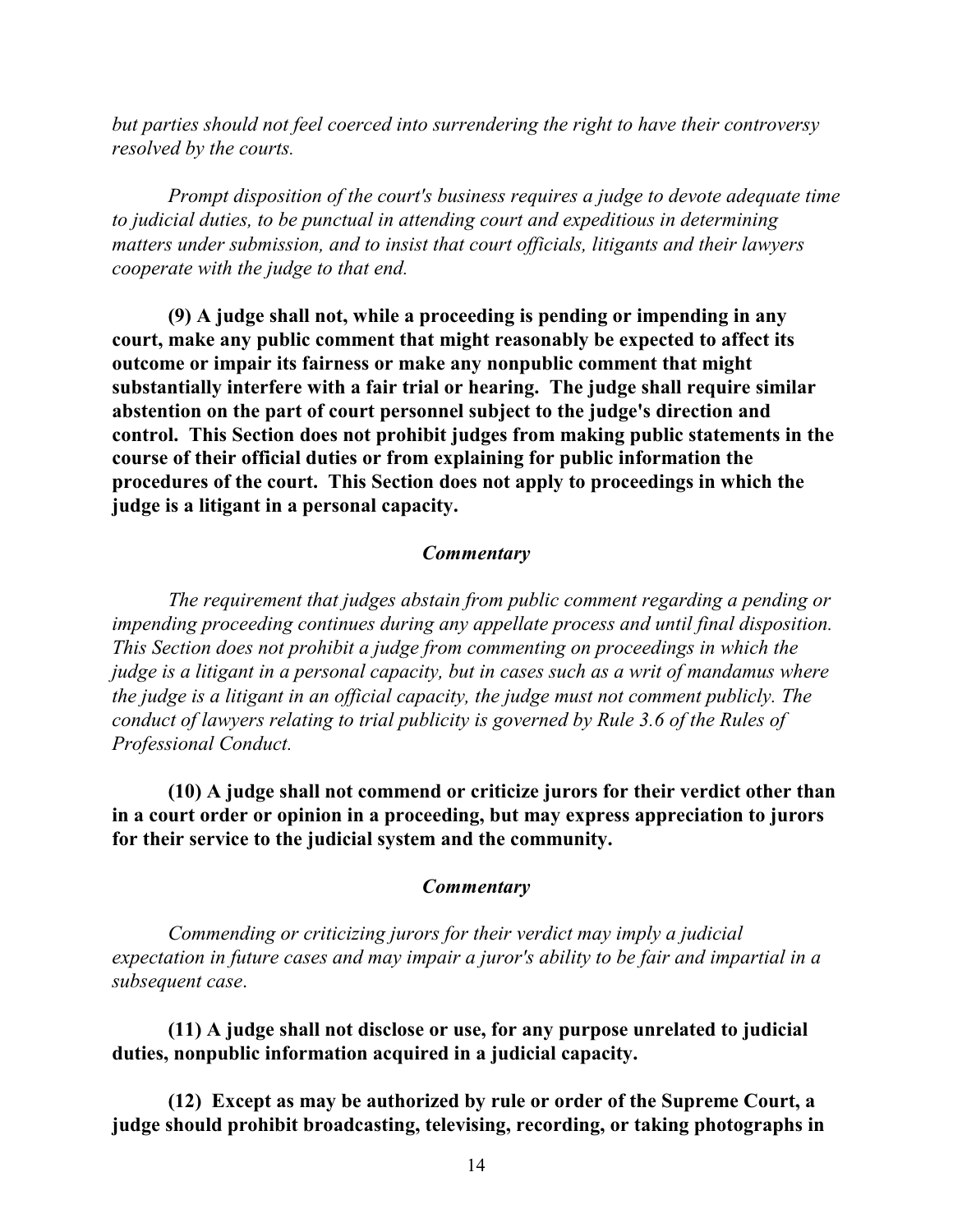*but parties should not feel coerced into surrendering the right to have their controversy resolved by the courts.*

*Prompt disposition of the court's business requires a judge to devote adequate time to judicial duties, to be punctual in attending court and expeditious in determining matters under submission, and to insist that court officials, litigants and their lawyers cooperate with the judge to that end.*

**(9) A judge shall not, while a proceeding is pending or impending in any court, make any public comment that might reasonably be expected to affect its outcome or impair its fairness or make any nonpublic comment that might substantially interfere with a fair trial or hearing. The judge shall require similar abstention on the part of court personnel subject to the judge's direction and control. This Section does not prohibit judges from making public statements in the course of their official duties or from explaining for public information the procedures of the court. This Section does not apply to proceedings in which the judge is a litigant in a personal capacity.**

***Commentary***

*The requirement that judges abstain from public comment regarding a pending or impending proceeding continues during any appellate process and until final disposition. This Section does not prohibit a judge from commenting on proceedings in which the judge is a litigant in a personal capacity, but in cases such as a writ of mandamus where the judge is a litigant in an official capacity, the judge must not comment publicly. The conduct of lawyers relating to trial publicity is governed by Rule 3.6 of the Rules of Professional Conduct.*

**(10) A judge shall not commend or criticize jurors for their verdict other than in a court order or opinion in a proceeding, but may express appreciation to jurors for their service to the judicial system and the community.**

***Commentary***

*Commending or criticizing jurors for their verdict may imply a judicial expectation in future cases and may impair a juror's ability to be fair and impartial in a subsequent case*.

**(11) A judge shall not disclose or use, for any purpose unrelated to judicial duties, nonpublic information acquired in a judicial capacity.**

**(12) Except as may be authorized by rule or order of the Supreme Court, a judge should prohibit broadcasting, televising, recording, or taking photographs in**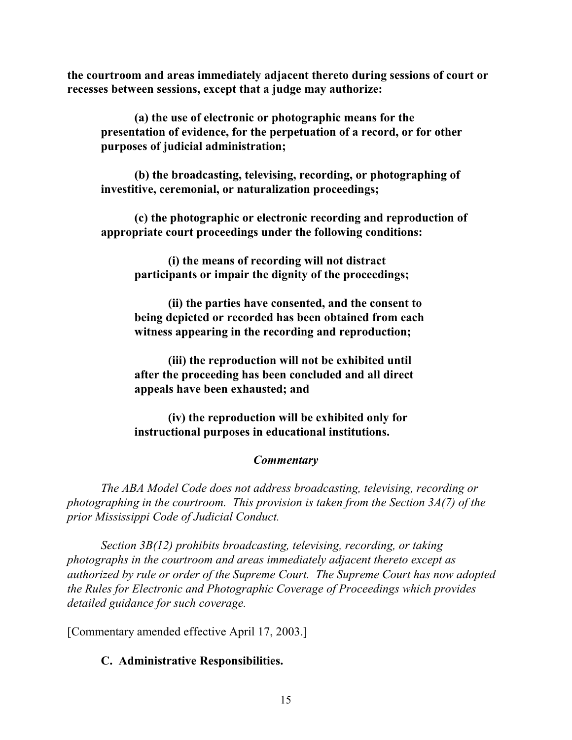**the courtroom and areas immediately adjacent thereto during sessions of court or recesses between sessions, except that a judge may authorize:**

**(a) the use of electronic or photographic means for the presentation of evidence, for the perpetuation of a record, or for other purposes of judicial administration;**

**(b) the broadcasting, televising, recording, or photographing of investitive, ceremonial, or naturalization proceedings;**

**(c) the photographic or electronic recording and reproduction of appropriate court proceedings under the following conditions:**

**(i) the means of recording will not distract participants or impair the dignity of the proceedings;**

**(ii) the parties have consented, and the consent to being depicted or recorded has been obtained from each witness appearing in the recording and reproduction;**

**(iii) the reproduction will not be exhibited until after the proceeding has been concluded and all direct appeals have been exhausted; and**

**(iv) the reproduction will be exhibited only for instructional purposes in educational institutions.**

***Commentary***

*The ABA Model Code does not address broadcasting, televising, recording or photographing in the courtroom. This provision is taken from the Section 3A(7) of the prior Mississippi Code of Judicial Conduct.*

*Section 3B(12) prohibits broadcasting, televising, recording, or taking photographs in the courtroom and areas immediately adjacent thereto except as authorized by rule or order of the Supreme Court. The Supreme Court has now adopted the Rules for Electronic and Photographic Coverage of Proceedings which provides detailed guidance for such coverage.*

[Commentary amended effective April 17, 2003.]

**C. Administrative Responsibilities.**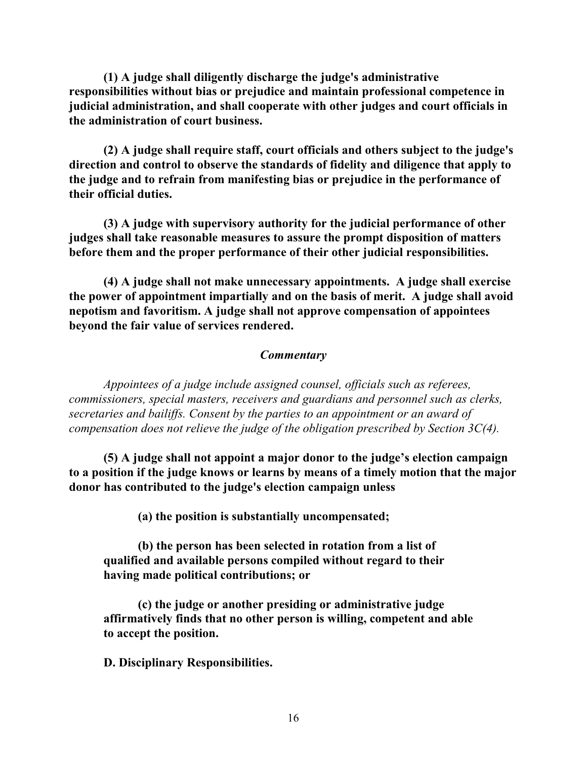**(1) A judge shall diligently discharge the judge's administrative responsibilities without bias or prejudice and maintain professional competence in judicial administration, and shall cooperate with other judges and court officials in the administration of court business.**

**(2) A judge shall require staff, court officials and others subject to the judge's direction and control to observe the standards of fidelity and diligence that apply to the judge and to refrain from manifesting bias or prejudice in the performance of their official duties.**

**(3) A judge with supervisory authority for the judicial performance of other judges shall take reasonable measures to assure the prompt disposition of matters before them and the proper performance of their other judicial responsibilities.**

**(4) A judge shall not make unnecessary appointments. A judge shall exercise the power of appointment impartially and on the basis of merit. A judge shall avoid nepotism and favoritism. A judge shall not approve compensation of appointees beyond the fair value of services rendered.**

***Commentary***

*Appointees of a judge include assigned counsel, officials such as referees, commissioners, special masters, receivers and guardians and personnel such as clerks, secretaries and bailiffs. Consent by the parties to an appointment or an award of compensation does not relieve the judge of the obligation prescribed by Section 3C(4).*

**(5) A judge shall not appoint a major donor to the judge's election campaign to a position if the judge knows or learns by means of a timely motion that the major donor has contributed to the judge's election campaign unless**

**(a) the position is substantially uncompensated;**

**(b) the person has been selected in rotation from a list of qualified and available persons compiled without regard to their having made political contributions; or**

**(c) the judge or another presiding or administrative judge affirmatively finds that no other person is willing, competent and able to accept the position.**

**D. Disciplinary Responsibilities.**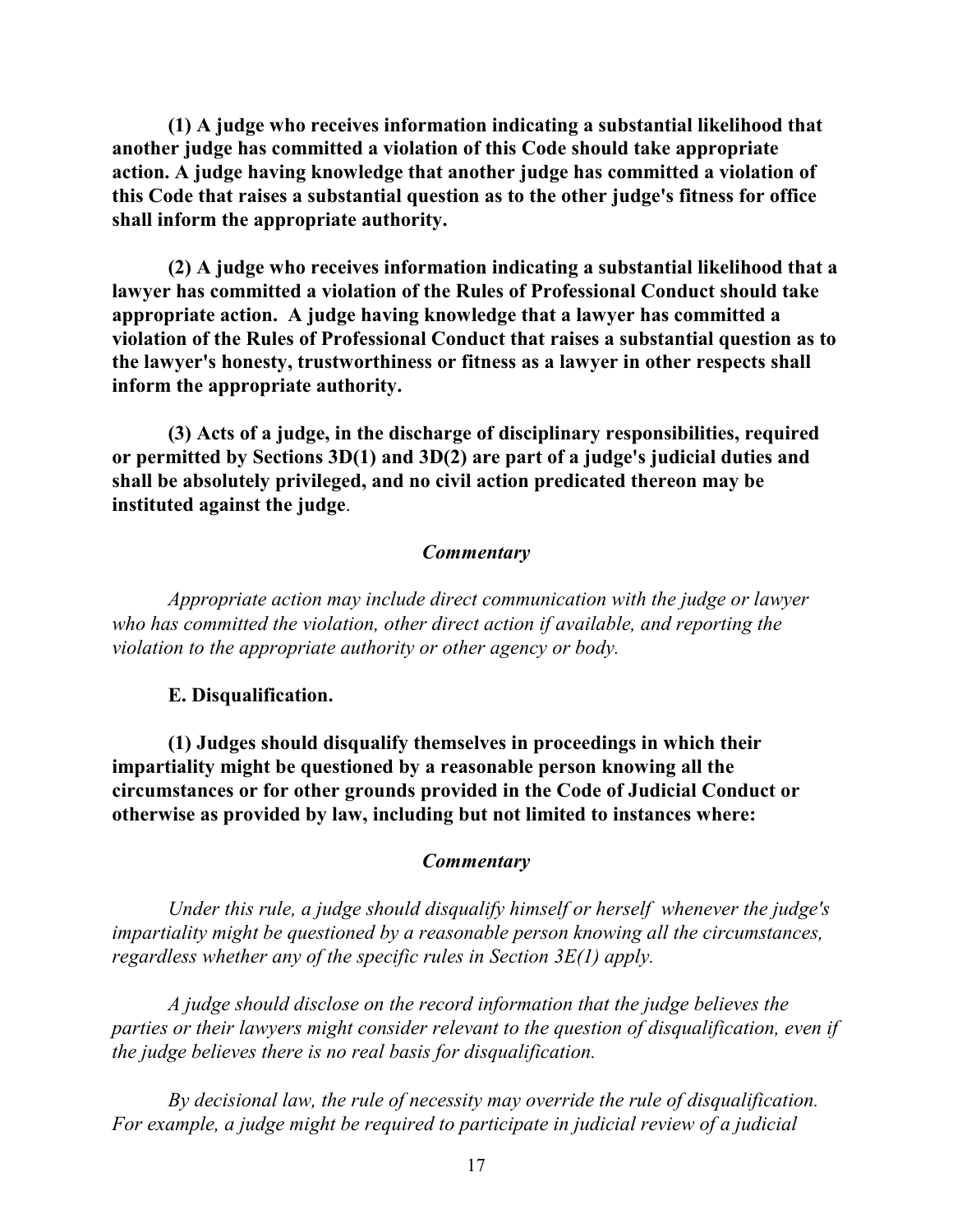**(1) A judge who receives information indicating a substantial likelihood that another judge has committed a violation of this Code should take appropriate action. A judge having knowledge that another judge has committed a violation of this Code that raises a substantial question as to the other judge's fitness for office shall inform the appropriate authority.**

**(2) A judge who receives information indicating a substantial likelihood that a lawyer has committed a violation of the Rules of Professional Conduct should take appropriate action. A judge having knowledge that a lawyer has committed a violation of the Rules of Professional Conduct that raises a substantial question as to the lawyer's honesty, trustworthiness or fitness as a lawyer in other respects shall inform the appropriate authority.**

**(3) Acts of a judge, in the discharge of disciplinary responsibilities, required or permitted by Sections 3D(1) and 3D(2) are part of a judge's judicial duties and shall be absolutely privileged, and no civil action predicated thereon may be instituted against the judge**.

***Commentary***

*Appropriate action may include direct communication with the judge or lawyer who has committed the violation, other direct action if available, and reporting the violation to the appropriate authority or other agency or body.*

**E. Disqualification.**

**(1) Judges should disqualify themselves in proceedings in which their impartiality might be questioned by a reasonable person knowing all the circumstances or for other grounds provided in the Code of Judicial Conduct or otherwise as provided by law, including but not limited to instances where:**

***Commentary***

*Under this rule, a judge should disqualify himself or herself whenever the judge's impartiality might be questioned by a reasonable person knowing all the circumstances, regardless whether any of the specific rules in Section 3E(1) apply.*

*A judge should disclose on the record information that the judge believes the parties or their lawyers might consider relevant to the question of disqualification, even if the judge believes there is no real basis for disqualification.*

*By decisional law, the rule of necessity may override the rule of disqualification. For example, a judge might be required to participate in judicial review of a judicial*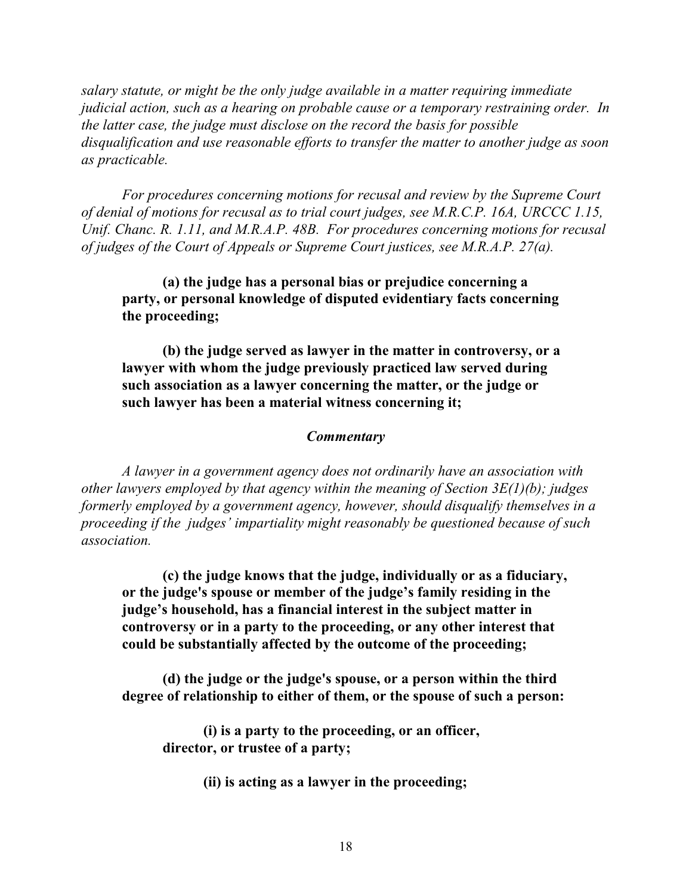*salary statute, or might be the only judge available in a matter requiring immediate judicial action, such as a hearing on probable cause or a temporary restraining order. In the latter case, the judge must disclose on the record the basis for possible disqualification and use reasonable efforts to transfer the matter to another judge as soon as practicable.*

*For procedures concerning motions for recusal and review by the Supreme Court of denial of motions for recusal as to trial court judges, see M.R.C.P. 16A, URCCC 1.15, Unif. Chanc. R. 1.11, and M.R.A.P. 48B. For procedures concerning motions for recusal of judges of the Court of Appeals or Supreme Court justices, see M.R.A.P. 27(a).*

**(a) the judge has a personal bias or prejudice concerning a party, or personal knowledge of disputed evidentiary facts concerning the proceeding;**

**(b) the judge served as lawyer in the matter in controversy, or a lawyer with whom the judge previously practiced law served during such association as a lawyer concerning the matter, or the judge or such lawyer has been a material witness concerning it;**

***Commentary***

*A lawyer in a government agency does not ordinarily have an association with other lawyers employed by that agency within the meaning of Section 3E(1)(b); judges formerly employed by a government agency, however, should disqualify themselves in a proceeding if the judges' impartiality might reasonably be questioned because of such association.*

**(c) the judge knows that the judge, individually or as a fiduciary, or the judge's spouse or member of the judge's family residing in the judge's household, has a financial interest in the subject matter in controversy or in a party to the proceeding, or any other interest that could be substantially affected by the outcome of the proceeding;**

**(d) the judge or the judge's spouse, or a person within the third degree of relationship to either of them, or the spouse of such a person:**

**(i) is a party to the proceeding, or an officer, director, or trustee of a party;**

**(ii) is acting as a lawyer in the proceeding;**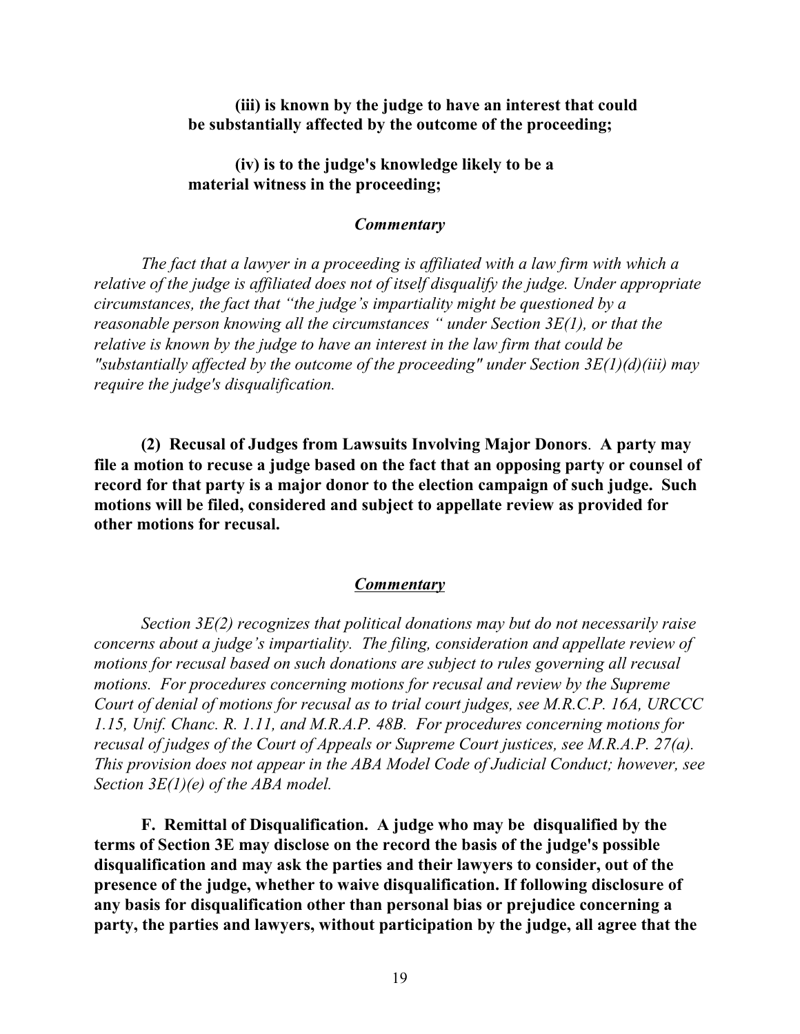**(iii) is known by the judge to have an interest that could be substantially affected by the outcome of the proceeding;**

**(iv) is to the judge's knowledge likely to be a material witness in the proceeding;**

***Commentary***

*The fact that a lawyer in a proceeding is affiliated with a law firm with which a relative of the judge is affiliated does not of itself disqualify the judge. Under appropriate circumstances, the fact that "the judge's impartiality might be questioned by a reasonable person knowing all the circumstances " under Section 3E(1), or that the relative is known by the judge to have an interest in the law firm that could be "substantially affected by the outcome of the proceeding" under Section 3E(1)(d)(iii) may require the judge's disqualification.*

**(2) Recusal of Judges from Lawsuits Involving Major Donors**. **A party may file a motion to recuse a judge based on the fact that an opposing party or counsel of record for that party is a major donor to the election campaign of such judge. Such motions will be filed, considered and subject to appellate review as provided for other motions for recusal.**

***Commentary***

*Section 3E(2) recognizes that political donations may but do not necessarily raise concerns about a judge's impartiality. The filing, consideration and appellate review of motions for recusal based on such donations are subject to rules governing all recusal motions. For procedures concerning motions for recusal and review by the Supreme Court of denial of motions for recusal as to trial court judges, see M.R.C.P. 16A, URCCC 1.15, Unif. Chanc. R. 1.11, and M.R.A.P. 48B. For procedures concerning motions for recusal of judges of the Court of Appeals or Supreme Court justices, see M.R.A.P. 27(a). This provision does not appear in the ABA Model Code of Judicial Conduct; however, see Section 3E(1)(e) of the ABA model.*

**F. Remittal of Disqualification. A judge who may be disqualified by the terms of Section 3E may disclose on the record the basis of the judge's possible disqualification and may ask the parties and their lawyers to consider, out of the presence of the judge, whether to waive disqualification. If following disclosure of any basis for disqualification other than personal bias or prejudice concerning a party, the parties and lawyers, without participation by the judge, all agree that the**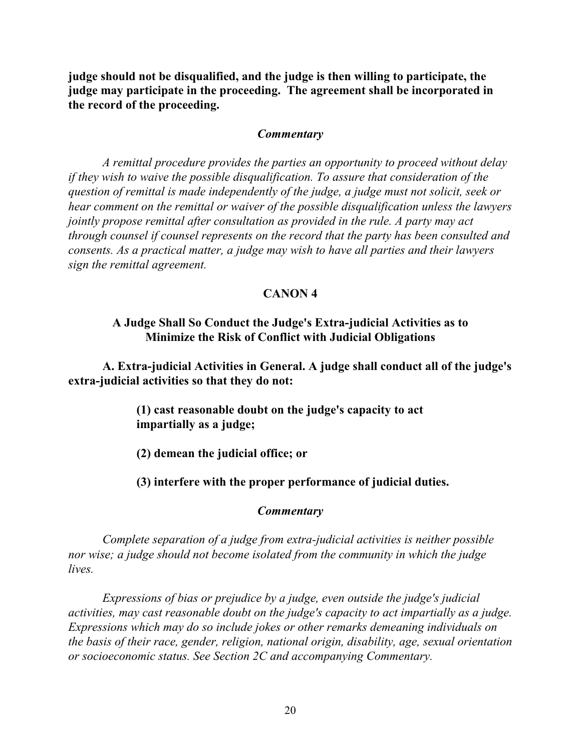**judge should not be disqualified, and the judge is then willing to participate, the judge may participate in the proceeding. The agreement shall be incorporated in the record of the proceeding.**

### *Commentary*

*A remittal procedure provides the parties an opportunity to proceed without delay if they wish to waive the possible disqualification. To assure that consideration of the question of remittal is made independently of the judge, a judge must not solicit, seek or hear comment on the remittal or waiver of the possible disqualification unless the lawyers jointly propose remittal after consultation as provided in the rule. A party may act through counsel if counsel represents on the record that the party has been consulted and consents. As a practical matter, a judge may wish to have all parties and their lawyers sign the remittal agreement.*

## CANON 4

### A Judge Shall So Conduct the Judge's Extra-judicial Activities as to Minimize the Risk of Conflict with Judicial Obligations

**A. Extra-judicial Activities in General. A judge shall conduct all of the judge's extra-judicial activities so that they do not:**

> **(1) cast reasonable doubt on the judge's capacity to act impartially as a judge;**
>
> **(2) demean the judicial office; or**
>
> **(3) interfere with the proper performance of judicial duties.**

### *Commentary*

*Complete separation of a judge from extra-judicial activities is neither possible nor wise; a judge should not become isolated from the community in which the judge lives.*

*Expressions of bias or prejudice by a judge, even outside the judge's judicial activities, may cast reasonable doubt on the judge's capacity to act impartially as a judge. Expressions which may do so include jokes or other remarks demeaning individuals on the basis of their race, gender, religion, national origin, disability, age, sexual orientation or socioeconomic status. See Section 2C and accompanying Commentary.*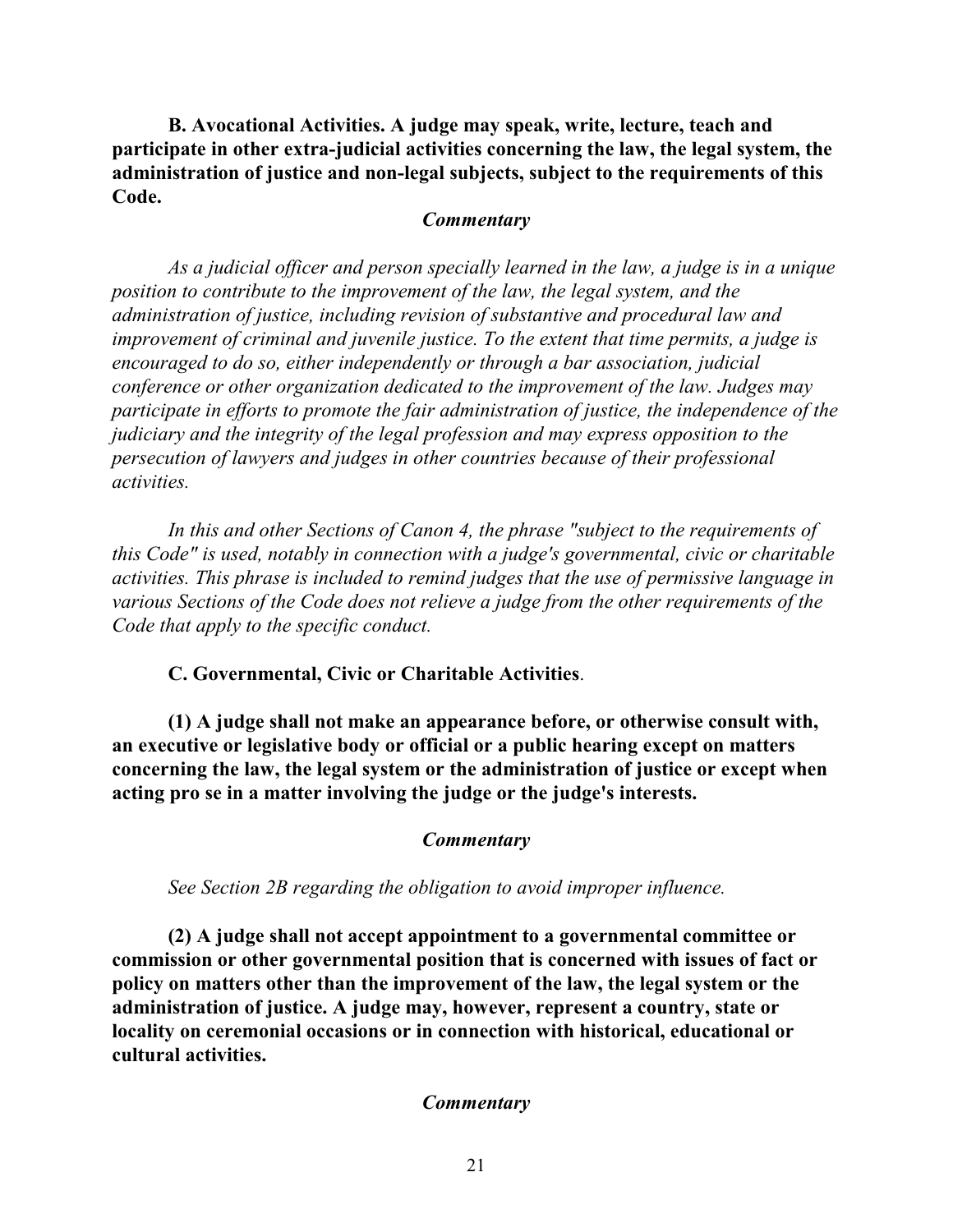**B. Avocational Activities. A judge may speak, write, lecture, teach and participate in other extra-judicial activities concerning the law, the legal system, the administration of justice and non-legal subjects, subject to the requirements of this Code.**

***Commentary***

*As a judicial officer and person specially learned in the law, a judge is in a unique position to contribute to the improvement of the law, the legal system, and the administration of justice, including revision of substantive and procedural law and improvement of criminal and juvenile justice. To the extent that time permits, a judge is encouraged to do so, either independently or through a bar association, judicial conference or other organization dedicated to the improvement of the law. Judges may participate in efforts to promote the fair administration of justice, the independence of the judiciary and the integrity of the legal profession and may express opposition to the persecution of lawyers and judges in other countries because of their professional activities.*

*In this and other Sections of Canon 4, the phrase "subject to the requirements of this Code" is used, notably in connection with a judge's governmental, civic or charitable activities. This phrase is included to remind judges that the use of permissive language in various Sections of the Code does not relieve a judge from the other requirements of the Code that apply to the specific conduct.*

**C. Governmental, Civic or Charitable Activities**.

**(1) A judge shall not make an appearance before, or otherwise consult with, an executive or legislative body or official or a public hearing except on matters concerning the law, the legal system or the administration of justice or except when acting pro se in a matter involving the judge or the judge's interests.**

***Commentary***

*See Section 2B regarding the obligation to avoid improper influence.*

**(2) A judge shall not accept appointment to a governmental committee or commission or other governmental position that is concerned with issues of fact or policy on matters other than the improvement of the law, the legal system or the administration of justice. A judge may, however, represent a country, state or locality on ceremonial occasions or in connection with historical, educational or cultural activities.**

***Commentary***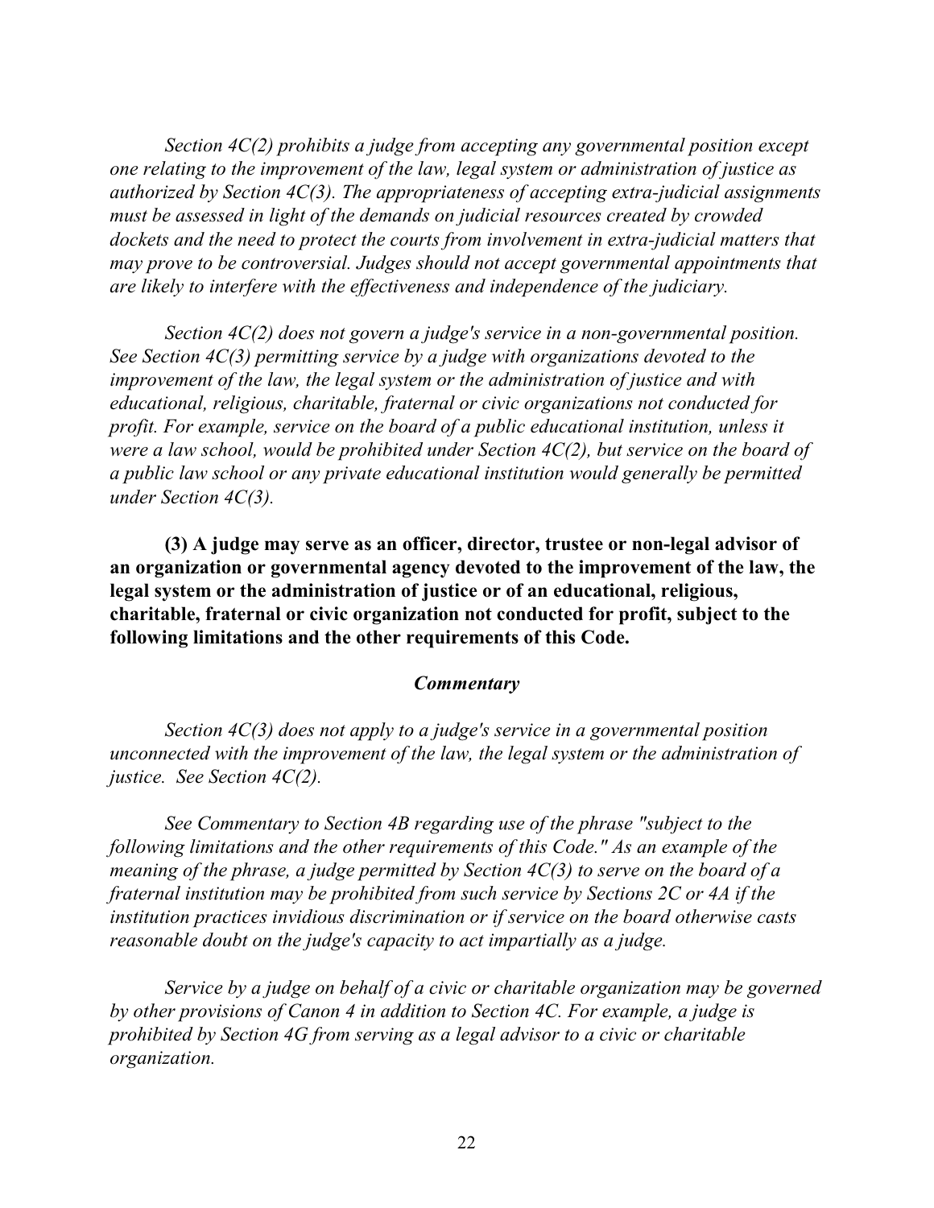*Section 4C(2) prohibits a judge from accepting any governmental position except one relating to the improvement of the law, legal system or administration of justice as authorized by Section 4C(3). The appropriateness of accepting extra-judicial assignments must be assessed in light of the demands on judicial resources created by crowded dockets and the need to protect the courts from involvement in extra-judicial matters that may prove to be controversial. Judges should not accept governmental appointments that are likely to interfere with the effectiveness and independence of the judiciary.*

*Section 4C(2) does not govern a judge's service in a non-governmental position. See Section 4C(3) permitting service by a judge with organizations devoted to the improvement of the law, the legal system or the administration of justice and with educational, religious, charitable, fraternal or civic organizations not conducted for profit. For example, service on the board of a public educational institution, unless it were a law school, would be prohibited under Section 4C(2), but service on the board of a public law school or any private educational institution would generally be permitted under Section 4C(3).*

**(3) A judge may serve as an officer, director, trustee or non-legal advisor of an organization or governmental agency devoted to the improvement of the law, the legal system or the administration of justice or of an educational, religious, charitable, fraternal or civic organization not conducted for profit, subject to the following limitations and the other requirements of this Code.**

***Commentary***

*Section 4C(3) does not apply to a judge's service in a governmental position unconnected with the improvement of the law, the legal system or the administration of justice. See Section 4C(2).*

*See Commentary to Section 4B regarding use of the phrase "subject to the following limitations and the other requirements of this Code." As an example of the meaning of the phrase, a judge permitted by Section 4C(3) to serve on the board of a fraternal institution may be prohibited from such service by Sections 2C or 4A if the institution practices invidious discrimination or if service on the board otherwise casts reasonable doubt on the judge's capacity to act impartially as a judge.*

*Service by a judge on behalf of a civic or charitable organization may be governed by other provisions of Canon 4 in addition to Section 4C. For example, a judge is prohibited by Section 4G from serving as a legal advisor to a civic or charitable organization.*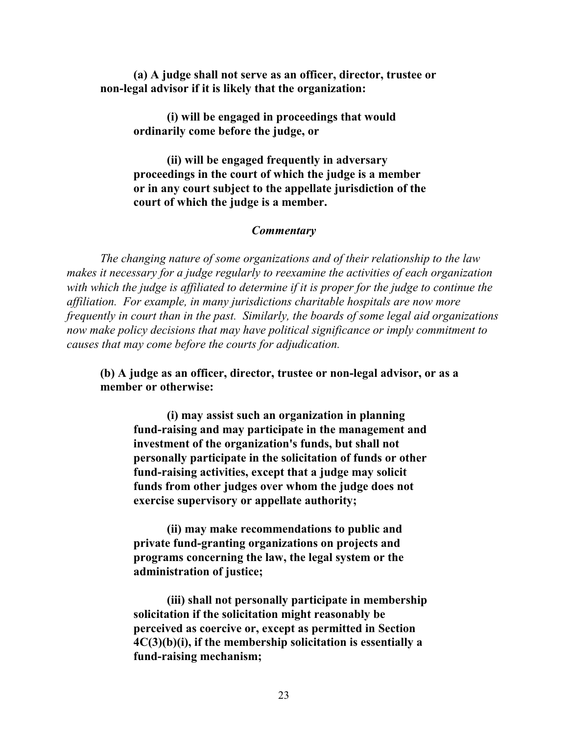**(a) A judge shall not serve as an officer, director, trustee or non-legal advisor if it is likely that the organization:**

**(i) will be engaged in proceedings that would ordinarily come before the judge, or**

**(ii) will be engaged frequently in adversary proceedings in the court of which the judge is a member or in any court subject to the appellate jurisdiction of the court of which the judge is a member.**

***Commentary***

*The changing nature of some organizations and of their relationship to the law makes it necessary for a judge regularly to reexamine the activities of each organization with which the judge is affiliated to determine if it is proper for the judge to continue the affiliation. For example, in many jurisdictions charitable hospitals are now more frequently in court than in the past. Similarly, the boards of some legal aid organizations now make policy decisions that may have political significance or imply commitment to causes that may come before the courts for adjudication.*

**(b) A judge as an officer, director, trustee or non-legal advisor, or as a member or otherwise:**

**(i) may assist such an organization in planning fund-raising and may participate in the management and investment of the organization's funds, but shall not personally participate in the solicitation of funds or other fund-raising activities, except that a judge may solicit funds from other judges over whom the judge does not exercise supervisory or appellate authority;**

**(ii) may make recommendations to public and private fund-granting organizations on projects and programs concerning the law, the legal system or the administration of justice;**

**(iii) shall not personally participate in membership solicitation if the solicitation might reasonably be perceived as coercive or, except as permitted in Section 4C(3)(b)(i), if the membership solicitation is essentially a fund-raising mechanism;**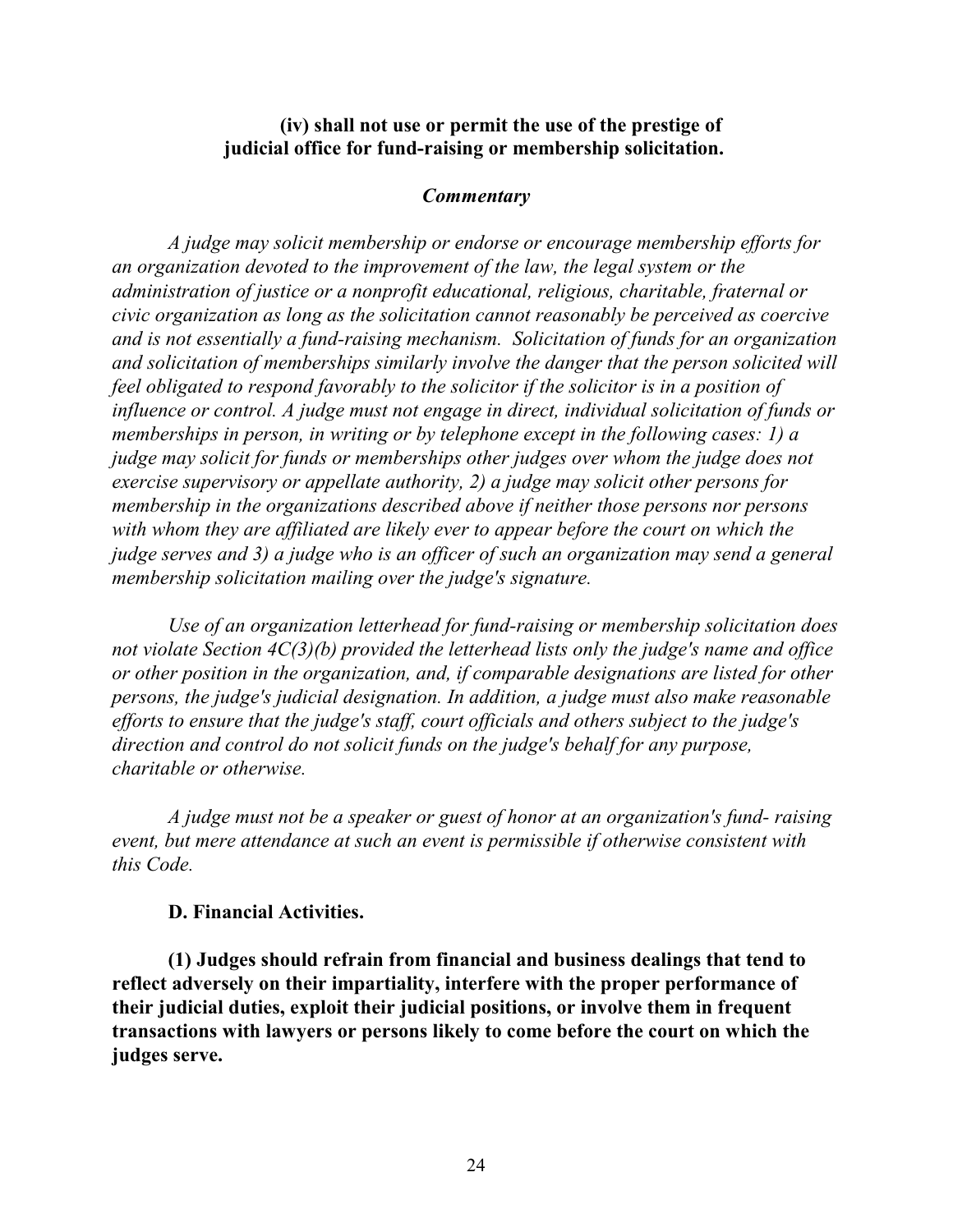**(iv) shall not use or permit the use of the prestige of judicial office for fund-raising or membership solicitation.**

***Commentary***

*A judge may solicit membership or endorse or encourage membership efforts for an organization devoted to the improvement of the law, the legal system or the administration of justice or a nonprofit educational, religious, charitable, fraternal or civic organization as long as the solicitation cannot reasonably be perceived as coercive and is not essentially a fund-raising mechanism. Solicitation of funds for an organization and solicitation of memberships similarly involve the danger that the person solicited will feel obligated to respond favorably to the solicitor if the solicitor is in a position of influence or control. A judge must not engage in direct, individual solicitation of funds or memberships in person, in writing or by telephone except in the following cases: 1) a judge may solicit for funds or memberships other judges over whom the judge does not exercise supervisory or appellate authority, 2) a judge may solicit other persons for membership in the organizations described above if neither those persons nor persons with whom they are affiliated are likely ever to appear before the court on which the judge serves and 3) a judge who is an officer of such an organization may send a general membership solicitation mailing over the judge's signature.*

*Use of an organization letterhead for fund-raising or membership solicitation does not violate Section 4C(3)(b) provided the letterhead lists only the judge's name and office or other position in the organization, and, if comparable designations are listed for other persons, the judge's judicial designation. In addition, a judge must also make reasonable efforts to ensure that the judge's staff, court officials and others subject to the judge's direction and control do not solicit funds on the judge's behalf for any purpose, charitable or otherwise.*

*A judge must not be a speaker or guest of honor at an organization's fund- raising event, but mere attendance at such an event is permissible if otherwise consistent with this Code.*

**D. Financial Activities.**

**(1) Judges should refrain from financial and business dealings that tend to reflect adversely on their impartiality, interfere with the proper performance of their judicial duties, exploit their judicial positions, or involve them in frequent transactions with lawyers or persons likely to come before the court on which the judges serve.**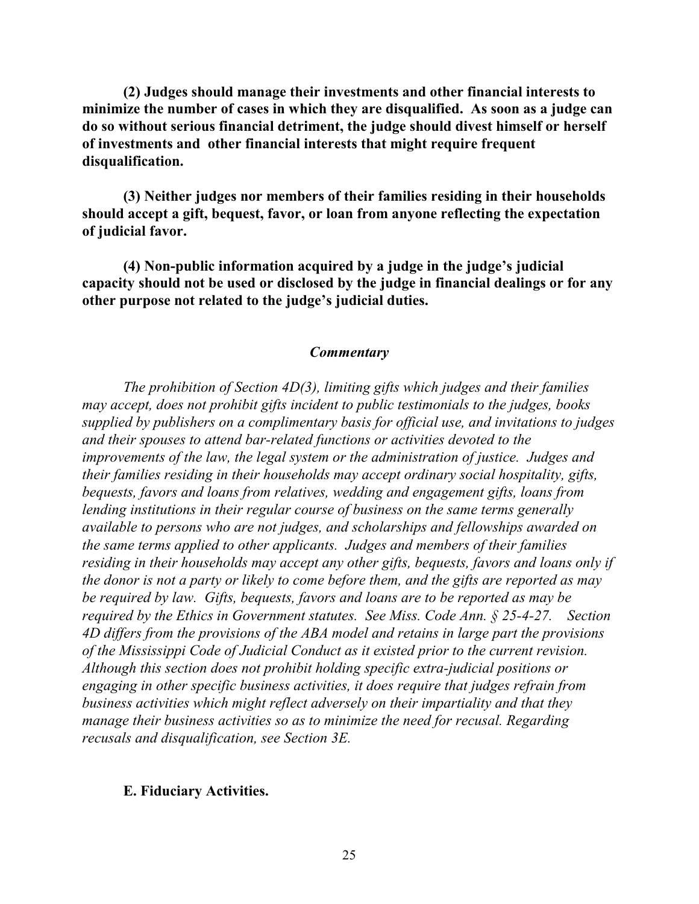**(2) Judges should manage their investments and other financial interests to minimize the number of cases in which they are disqualified. As soon as a judge can do so without serious financial detriment, the judge should divest himself or herself of investments and other financial interests that might require frequent disqualification.**

**(3) Neither judges nor members of their families residing in their households should accept a gift, bequest, favor, or loan from anyone reflecting the expectation of judicial favor.**

**(4) Non-public information acquired by a judge in the judge's judicial capacity should not be used or disclosed by the judge in financial dealings or for any other purpose not related to the judge's judicial duties.**

### *Commentary*

*The prohibition of Section 4D(3), limiting gifts which judges and their families may accept, does not prohibit gifts incident to public testimonials to the judges, books supplied by publishers on a complimentary basis for official use, and invitations to judges and their spouses to attend bar-related functions or activities devoted to the improvements of the law, the legal system or the administration of justice. Judges and their families residing in their households may accept ordinary social hospitality, gifts, bequests, favors and loans from relatives, wedding and engagement gifts, loans from lending institutions in their regular course of business on the same terms generally available to persons who are not judges, and scholarships and fellowships awarded on the same terms applied to other applicants. Judges and members of their families residing in their households may accept any other gifts, bequests, favors and loans only if the donor is not a party or likely to come before them, and the gifts are reported as may be required by law. Gifts, bequests, favors and loans are to be reported as may be required by the Ethics in Government statutes. See Miss. Code Ann. § 25-4-27. Section 4D differs from the provisions of the ABA model and retains in large part the provisions of the Mississippi Code of Judicial Conduct as it existed prior to the current revision. Although this section does not prohibit holding specific extra-judicial positions or engaging in other specific business activities, it does require that judges refrain from business activities which might reflect adversely on their impartiality and that they manage their business activities so as to minimize the need for recusal. Regarding recusals and disqualification, see Section 3E.*

**E. Fiduciary Activities.**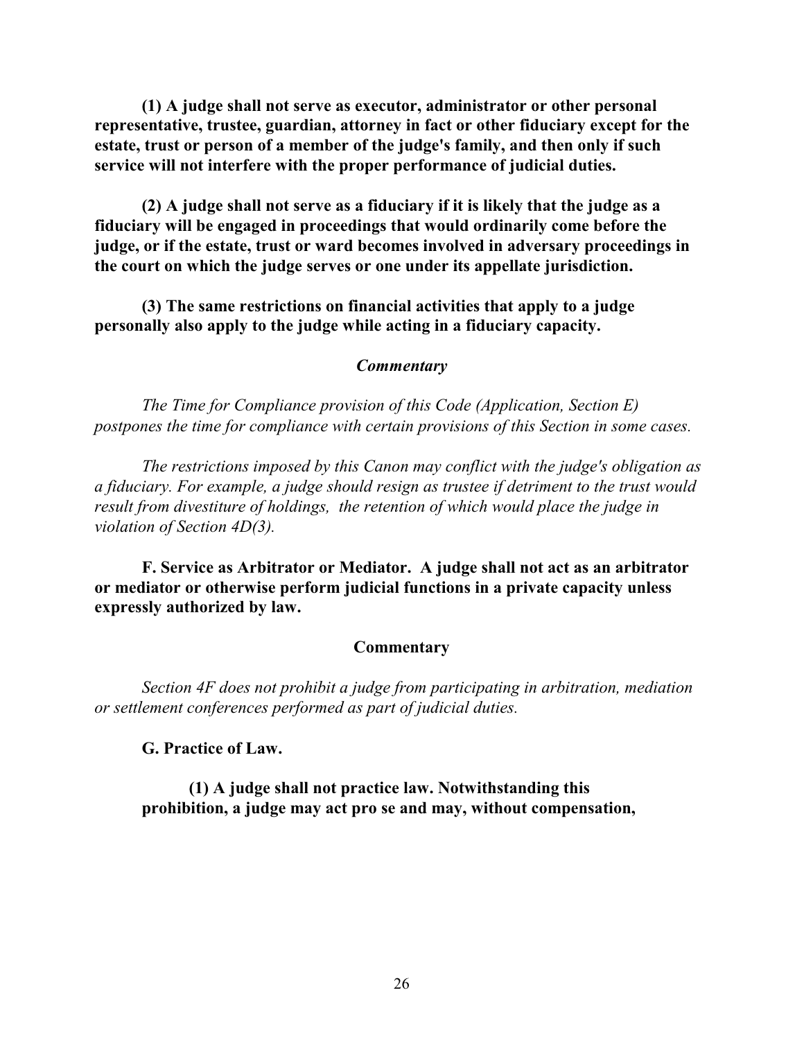**(1) A judge shall not serve as executor, administrator or other personal representative, trustee, guardian, attorney in fact or other fiduciary except for the estate, trust or person of a member of the judge's family, and then only if such service will not interfere with the proper performance of judicial duties.**

**(2) A judge shall not serve as a fiduciary if it is likely that the judge as a fiduciary will be engaged in proceedings that would ordinarily come before the judge, or if the estate, trust or ward becomes involved in adversary proceedings in the court on which the judge serves or one under its appellate jurisdiction.**

**(3) The same restrictions on financial activities that apply to a judge personally also apply to the judge while acting in a fiduciary capacity.**

***Commentary***

*The Time for Compliance provision of this Code (Application, Section E) postpones the time for compliance with certain provisions of this Section in some cases.*

*The restrictions imposed by this Canon may conflict with the judge's obligation as a fiduciary. For example, a judge should resign as trustee if detriment to the trust would result from divestiture of holdings, the retention of which would place the judge in violation of Section 4D(3).*

**F. Service as Arbitrator or Mediator. A judge shall not act as an arbitrator or mediator or otherwise perform judicial functions in a private capacity unless expressly authorized by law.**

**Commentary**

*Section 4F does not prohibit a judge from participating in arbitration, mediation or settlement conferences performed as part of judicial duties.*

**G. Practice of Law.**

**(1) A judge shall not practice law. Notwithstanding this prohibition, a judge may act pro se and may, without compensation,**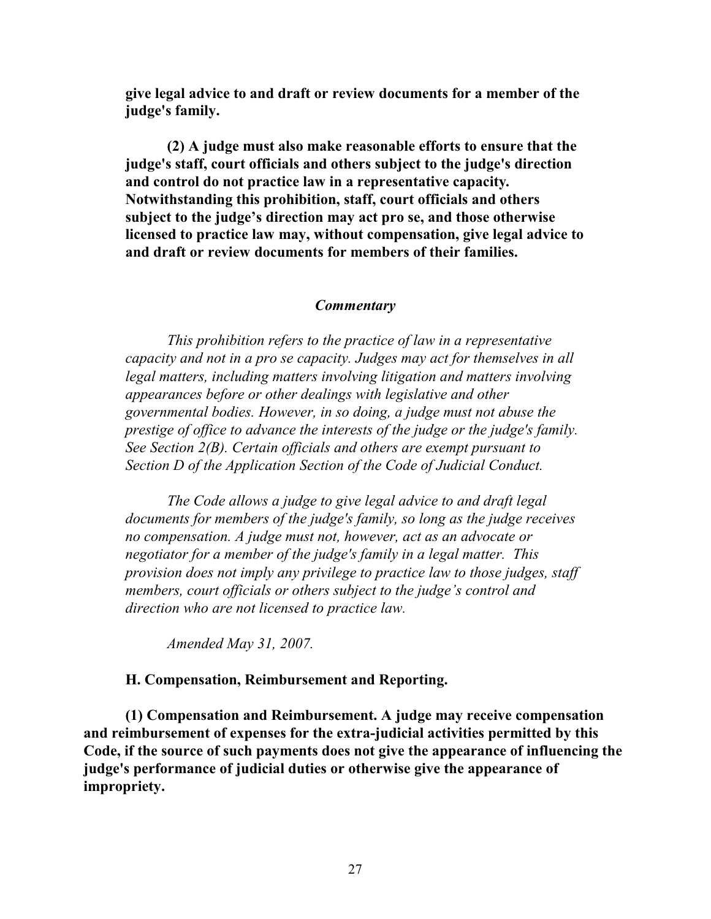**give legal advice to and draft or review documents for a member of the judge's family.**

**(2) A judge must also make reasonable efforts to ensure that the judge's staff, court officials and others subject to the judge's direction and control do not practice law in a representative capacity. Notwithstanding this prohibition, staff, court officials and others subject to the judge's direction may act pro se, and those otherwise licensed to practice law may, without compensation, give legal advice to and draft or review documents for members of their families.**

***Commentary***

*This prohibition refers to the practice of law in a representative capacity and not in a pro se capacity. Judges may act for themselves in all legal matters, including matters involving litigation and matters involving appearances before or other dealings with legislative and other governmental bodies. However, in so doing, a judge must not abuse the prestige of office to advance the interests of the judge or the judge's family. See Section 2(B). Certain officials and others are exempt pursuant to Section D of the Application Section of the Code of Judicial Conduct.*

*The Code allows a judge to give legal advice to and draft legal documents for members of the judge's family, so long as the judge receives no compensation. A judge must not, however, act as an advocate or negotiator for a member of the judge's family in a legal matter. This provision does not imply any privilege to practice law to those judges, staff members, court officials or others subject to the judge's control and direction who are not licensed to practice law.*

*Amended May 31, 2007.*

**H. Compensation, Reimbursement and Reporting.**

**(1) Compensation and Reimbursement. A judge may receive compensation and reimbursement of expenses for the extra-judicial activities permitted by this Code, if the source of such payments does not give the appearance of influencing the judge's performance of judicial duties or otherwise give the appearance of impropriety.**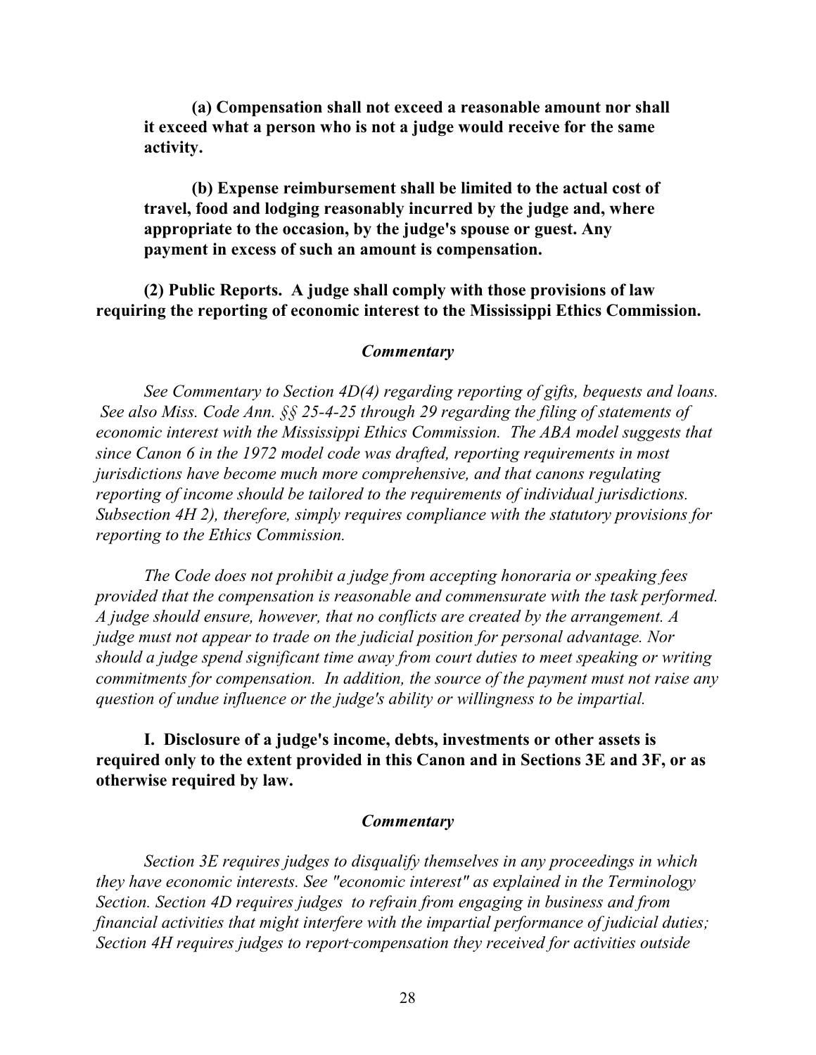**(a) Compensation shall not exceed a reasonable amount nor shall it exceed what a person who is not a judge would receive for the same activity.**

**(b) Expense reimbursement shall be limited to the actual cost of travel, food and lodging reasonably incurred by the judge and, where appropriate to the occasion, by the judge's spouse or guest. Any payment in excess of such an amount is compensation.**

**(2) Public Reports. A judge shall comply with those provisions of law requiring the reporting of economic interest to the Mississippi Ethics Commission.**

***Commentary***

*See Commentary to Section 4D(4) regarding reporting of gifts, bequests and loans. See also Miss. Code Ann. §§ 25-4-25 through 29 regarding the filing of statements of economic interest with the Mississippi Ethics Commission. The ABA model suggests that since Canon 6 in the 1972 model code was drafted, reporting requirements in most jurisdictions have become much more comprehensive, and that canons regulating reporting of income should be tailored to the requirements of individual jurisdictions. Subsection 4H 2), therefore, simply requires compliance with the statutory provisions for reporting to the Ethics Commission.*

*The Code does not prohibit a judge from accepting honoraria or speaking fees provided that the compensation is reasonable and commensurate with the task performed. A judge should ensure, however, that no conflicts are created by the arrangement. A judge must not appear to trade on the judicial position for personal advantage. Nor should a judge spend significant time away from court duties to meet speaking or writing commitments for compensation. In addition, the source of the payment must not raise any question of undue influence or the judge's ability or willingness to be impartial.*

**I. Disclosure of a judge's income, debts, investments or other assets is required only to the extent provided in this Canon and in Sections 3E and 3F, or as otherwise required by law.**

***Commentary***

*Section 3E requires judges to disqualify themselves in any proceedings in which they have economic interests. See "economic interest" as explained in the Terminology Section. Section 4D requires judges to refrain from engaging in business and from financial activities that might interfere with the impartial performance of judicial duties; Section 4H requires judges to report compensation they received for activities outside*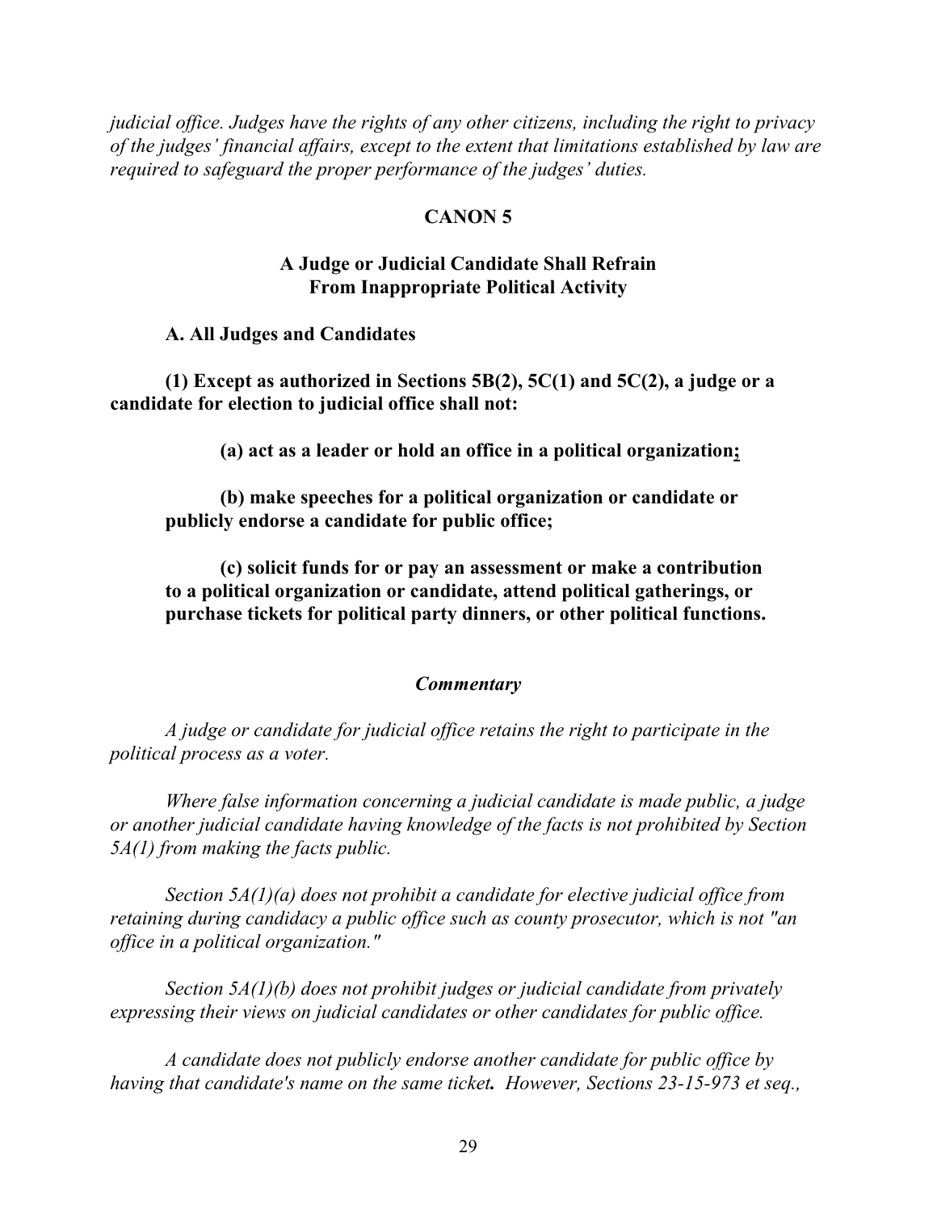*judicial office. Judges have the rights of any other citizens, including the right to privacy of the judges' financial affairs, except to the extent that limitations established by law are required to safeguard the proper performance of the judges' duties.*

## CANON 5

### A Judge or Judicial Candidate Shall Refrain From Inappropriate Political Activity

**A. All Judges and Candidates**

**(1) Except as authorized in Sections 5B(2), 5C(1) and 5C(2), a judge or a candidate for election to judicial office shall not:**

**(a) act as a leader or hold an office in a political organization;**

**(b) make speeches for a political organization or candidate or publicly endorse a candidate for public office;**

**(c) solicit funds for or pay an assessment or make a contribution to a political organization or candidate, attend political gatherings, or purchase tickets for political party dinners, or other political functions.**

***Commentary***

*A judge or candidate for judicial office retains the right to participate in the political process as a voter.*

*Where false information concerning a judicial candidate is made public, a judge or another judicial candidate having knowledge of the facts is not prohibited by Section 5A(1) from making the facts public.*

*Section 5A(1)(a) does not prohibit a candidate for elective judicial office from retaining during candidacy a public office such as county prosecutor, which is not "an office in a political organization."*

*Section 5A(1)(b) does not prohibit judges or judicial candidate from privately expressing their views on judicial candidates or other candidates for public office.*

*A candidate does not publicly endorse another candidate for public office by having that candidate's name on the same ticket. However, Sections 23-15-973 et seq.,*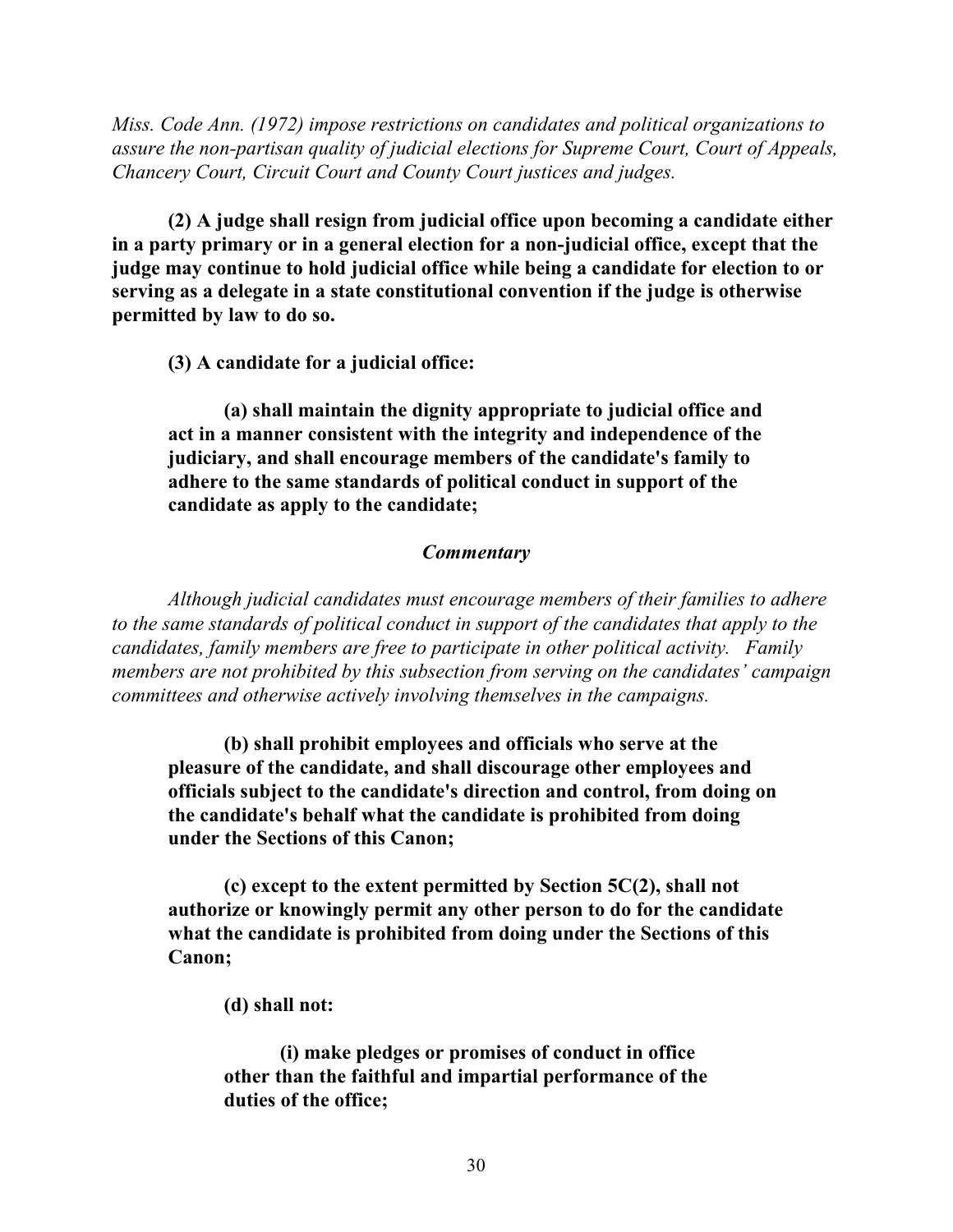*Miss. Code Ann. (1972) impose restrictions on candidates and political organizations to assure the non-partisan quality of judicial elections for Supreme Court, Court of Appeals, Chancery Court, Circuit Court and County Court justices and judges.*

**(2) A judge shall resign from judicial office upon becoming a candidate either in a party primary or in a general election for a non-judicial office, except that the judge may continue to hold judicial office while being a candidate for election to or serving as a delegate in a state constitutional convention if the judge is otherwise permitted by law to do so.**

**(3) A candidate for a judicial office:**

**(a) shall maintain the dignity appropriate to judicial office and act in a manner consistent with the integrity and independence of the judiciary, and shall encourage members of the candidate's family to adhere to the same standards of political conduct in support of the candidate as apply to the candidate;**

***Commentary***

*Although judicial candidates must encourage members of their families to adhere to the same standards of political conduct in support of the candidates that apply to the candidates, family members are free to participate in other political activity. Family members are not prohibited by this subsection from serving on the candidates' campaign committees and otherwise actively involving themselves in the campaigns.*

**(b) shall prohibit employees and officials who serve at the pleasure of the candidate, and shall discourage other employees and officials subject to the candidate's direction and control, from doing on the candidate's behalf what the candidate is prohibited from doing under the Sections of this Canon;**

**(c) except to the extent permitted by Section 5C(2), shall not authorize or knowingly permit any other person to do for the candidate what the candidate is prohibited from doing under the Sections of this Canon;**

**(d) shall not:**

**(i) make pledges or promises of conduct in office other than the faithful and impartial performance of the duties of the office;**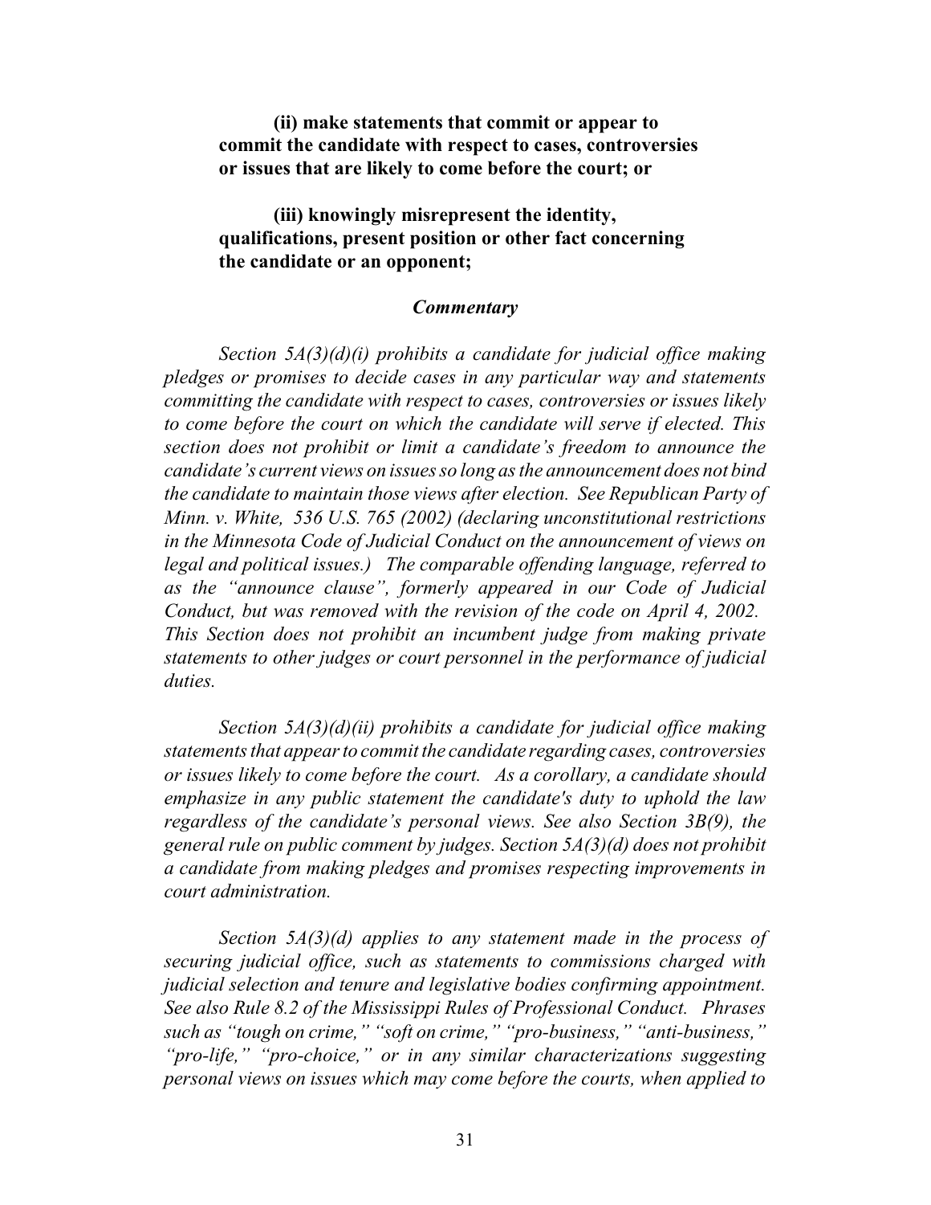**(ii) make statements that commit or appear to commit the candidate with respect to cases, controversies or issues that are likely to come before the court; or**

**(iii) knowingly misrepresent the identity, qualifications, present position or other fact concerning the candidate or an opponent;**

***Commentary***

*Section 5A(3)(d)(i) prohibits a candidate for judicial office making pledges or promises to decide cases in any particular way and statements committing the candidate with respect to cases, controversies or issues likely to come before the court on which the candidate will serve if elected. This section does not prohibit or limit a candidate's freedom to announce the candidate's current views on issues so long as the announcement does not bind the candidate to maintain those views after election. See Republican Party of Minn. v. White, 536 U.S. 765 (2002) (declaring unconstitutional restrictions in the Minnesota Code of Judicial Conduct on the announcement of views on legal and political issues.) The comparable offending language, referred to as the "announce clause", formerly appeared in our Code of Judicial Conduct, but was removed with the revision of the code on April 4, 2002. This Section does not prohibit an incumbent judge from making private statements to other judges or court personnel in the performance of judicial duties.*

*Section 5A(3)(d)(ii) prohibits a candidate for judicial office making statements that appear to commit the candidate regarding cases, controversies or issues likely to come before the court. As a corollary, a candidate should emphasize in any public statement the candidate's duty to uphold the law regardless of the candidate's personal views. See also Section 3B(9), the general rule on public comment by judges. Section 5A(3)(d) does not prohibit a candidate from making pledges and promises respecting improvements in court administration.*

*Section 5A(3)(d) applies to any statement made in the process of securing judicial office, such as statements to commissions charged with judicial selection and tenure and legislative bodies confirming appointment. See also Rule 8.2 of the Mississippi Rules of Professional Conduct. Phrases such as "tough on crime," "soft on crime," "pro-business," "anti-business," "pro-life," "pro-choice," or in any similar characterizations suggesting personal views on issues which may come before the courts, when applied to*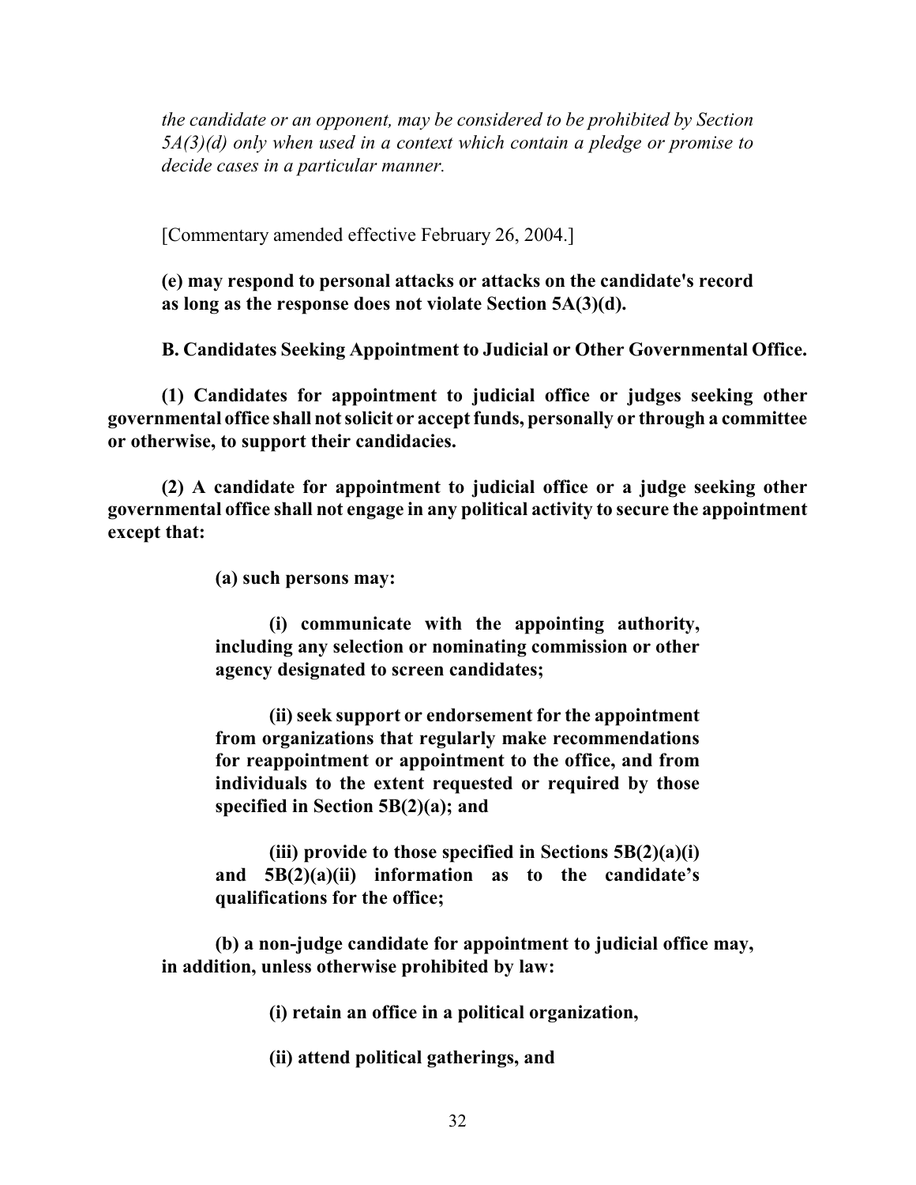*the candidate or an opponent, may be considered to be prohibited by Section 5A(3)(d) only when used in a context which contain a pledge or promise to decide cases in a particular manner.*

[Commentary amended effective February 26, 2004.]

**(e) may respond to personal attacks or attacks on the candidate's record as long as the response does not violate Section 5A(3)(d).**

**B. Candidates Seeking Appointment to Judicial or Other Governmental Office.**

**(1) Candidates for appointment to judicial office or judges seeking other governmental office shall not solicit or accept funds, personally or through a committee or otherwise, to support their candidacies.**

**(2) A candidate for appointment to judicial office or a judge seeking other governmental office shall not engage in any political activity to secure the appointment except that:**

**(a) such persons may:**

**(i) communicate with the appointing authority, including any selection or nominating commission or other agency designated to screen candidates;**

**(ii) seek support or endorsement for the appointment from organizations that regularly make recommendations for reappointment or appointment to the office, and from individuals to the extent requested or required by those specified in Section 5B(2)(a); and**

**(iii) provide to those specified in Sections 5B(2)(a)(i) and 5B(2)(a)(ii) information as to the candidate's qualifications for the office;**

**(b) a non-judge candidate for appointment to judicial office may, in addition, unless otherwise prohibited by law:**

**(i) retain an office in a political organization,**

**(ii) attend political gatherings, and**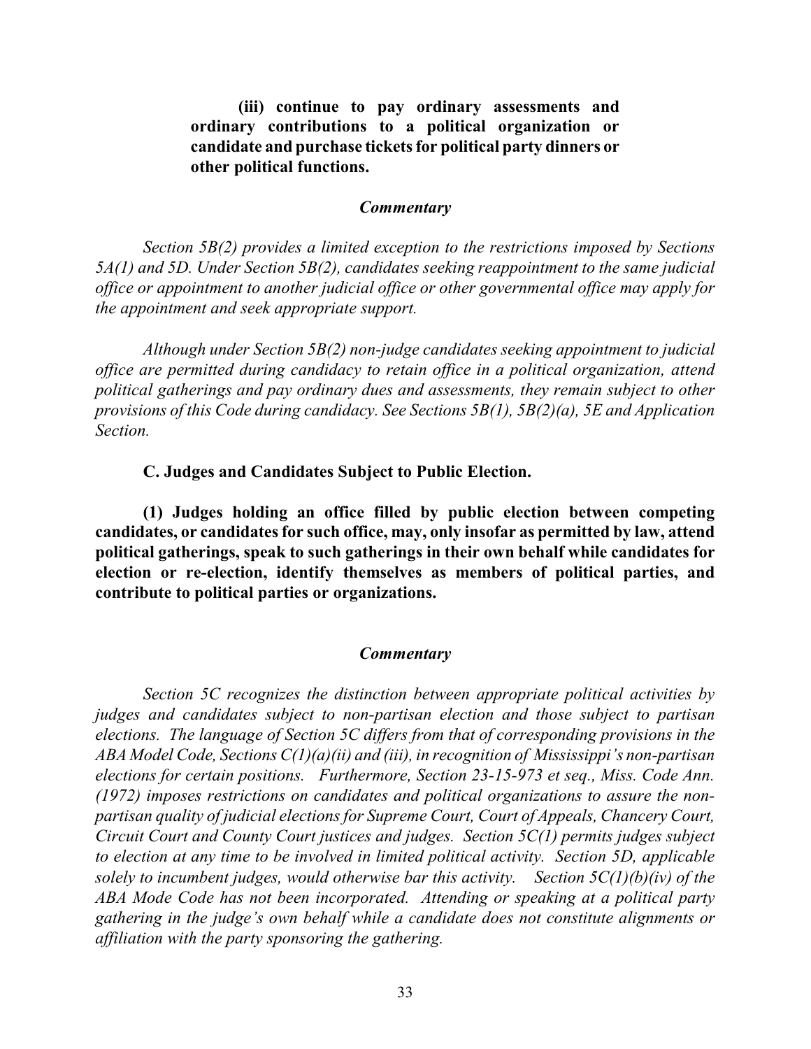**(iii) continue to pay ordinary assessments and ordinary contributions to a political organization or candidate and purchase tickets for political party dinners or other political functions.**

### *Commentary*

*Section 5B(2) provides a limited exception to the restrictions imposed by Sections 5A(1) and 5D. Under Section 5B(2), candidates seeking reappointment to the same judicial office or appointment to another judicial office or other governmental office may apply for the appointment and seek appropriate support.*

*Although under Section 5B(2) non-judge candidates seeking appointment to judicial office are permitted during candidacy to retain office in a political organization, attend political gatherings and pay ordinary dues and assessments, they remain subject to other provisions of this Code during candidacy. See Sections 5B(1), 5B(2)(a), 5E and Application Section.*

**C. Judges and Candidates Subject to Public Election.**

**(1) Judges holding an office filled by public election between competing candidates, or candidates for such office, may, only insofar as permitted by law, attend political gatherings, speak to such gatherings in their own behalf while candidates for election or re-election, identify themselves as members of political parties, and contribute to political parties or organizations.**

### *Commentary*

*Section 5C recognizes the distinction between appropriate political activities by judges and candidates subject to non-partisan election and those subject to partisan elections. The language of Section 5C differs from that of corresponding provisions in the ABA Model Code, Sections C(1)(a)(ii) and (iii), in recognition of Mississippi's non-partisan elections for certain positions. Furthermore, Section 23-15-973 et seq., Miss. Code Ann. (1972) imposes restrictions on candidates and political organizations to assure the non-partisan quality of judicial elections for Supreme Court, Court of Appeals, Chancery Court, Circuit Court and County Court justices and judges. Section 5C(1) permits judges subject to election at any time to be involved in limited political activity. Section 5D, applicable solely to incumbent judges, would otherwise bar this activity. Section 5C(1)(b)(iv) of the ABA Mode Code has not been incorporated. Attending or speaking at a political party gathering in the judge's own behalf while a candidate does not constitute alignments or affiliation with the party sponsoring the gathering.*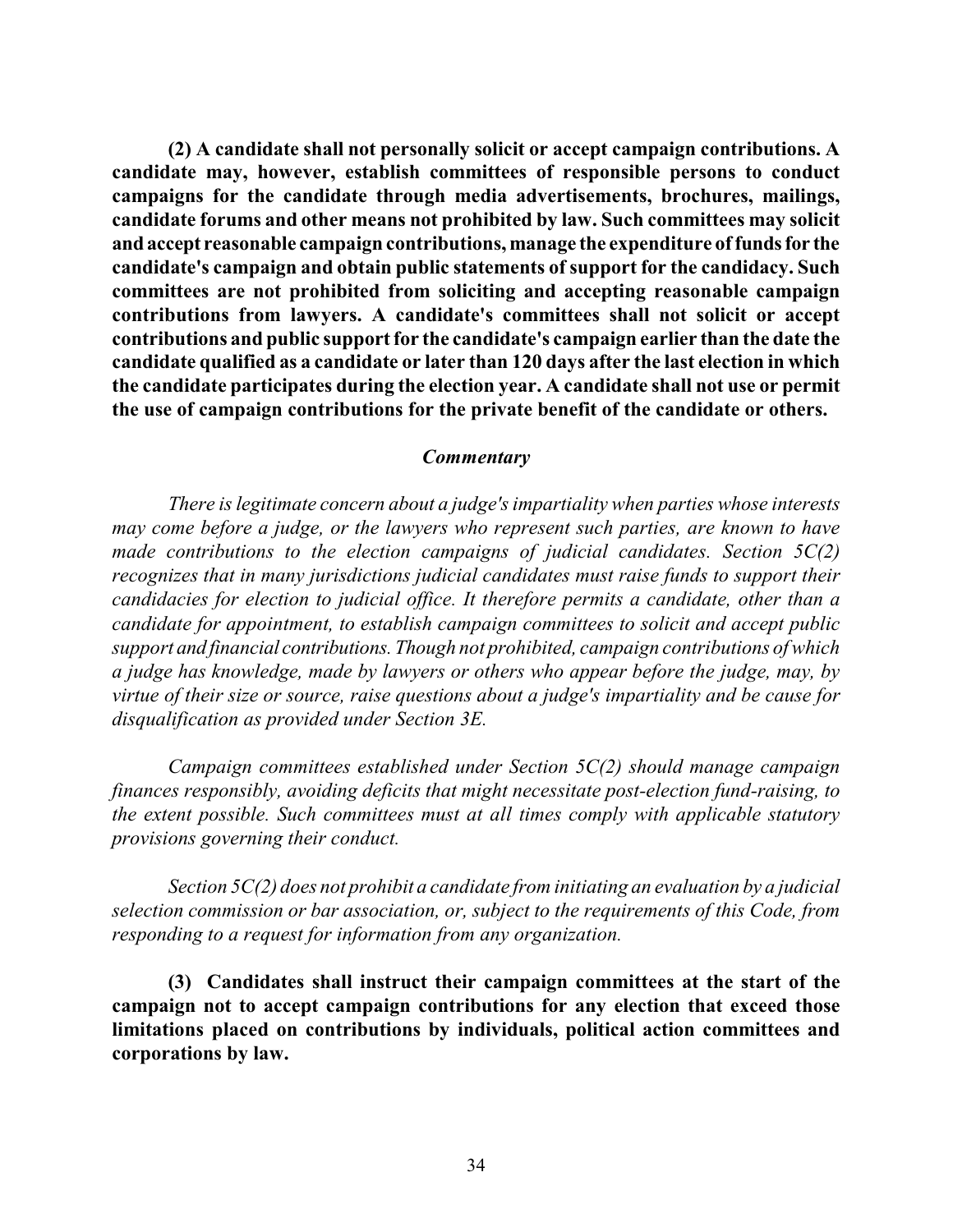**(2) A candidate shall not personally solicit or accept campaign contributions. A candidate may, however, establish committees of responsible persons to conduct campaigns for the candidate through media advertisements, brochures, mailings, candidate forums and other means not prohibited by law. Such committees may solicit and accept reasonable campaign contributions, manage the expenditure of funds for the candidate's campaign and obtain public statements of support for the candidacy. Such committees are not prohibited from soliciting and accepting reasonable campaign contributions from lawyers. A candidate's committees shall not solicit or accept contributions and public support for the candidate's campaign earlier than the date the candidate qualified as a candidate or later than 120 days after the last election in which the candidate participates during the election year. A candidate shall not use or permit the use of campaign contributions for the private benefit of the candidate or others.**

### *Commentary*

*There is legitimate concern about a judge's impartiality when parties whose interests may come before a judge, or the lawyers who represent such parties, are known to have made contributions to the election campaigns of judicial candidates. Section 5C(2) recognizes that in many jurisdictions judicial candidates must raise funds to support their candidacies for election to judicial office. It therefore permits a candidate, other than a candidate for appointment, to establish campaign committees to solicit and accept public support and financial contributions. Though not prohibited, campaign contributions of which a judge has knowledge, made by lawyers or others who appear before the judge, may, by virtue of their size or source, raise questions about a judge's impartiality and be cause for disqualification as provided under Section 3E.*

*Campaign committees established under Section 5C(2) should manage campaign finances responsibly, avoiding deficits that might necessitate post-election fund-raising, to the extent possible. Such committees must at all times comply with applicable statutory provisions governing their conduct.*

*Section 5C(2) does not prohibit a candidate from initiating an evaluation by a judicial selection commission or bar association, or, subject to the requirements of this Code, from responding to a request for information from any organization.*

**(3) Candidates shall instruct their campaign committees at the start of the campaign not to accept campaign contributions for any election that exceed those limitations placed on contributions by individuals, political action committees and corporations by law.**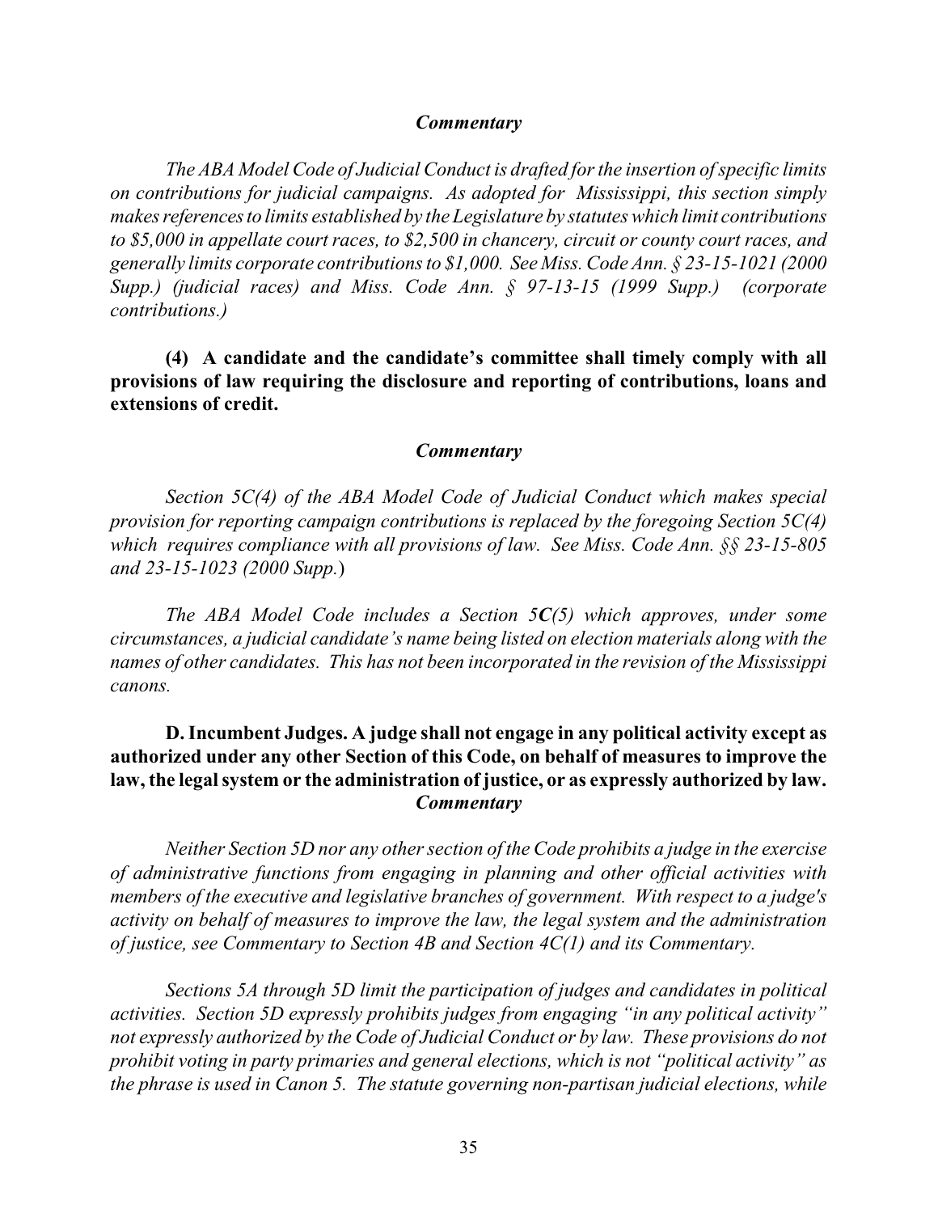***Commentary***

*The ABA Model Code of Judicial Conduct is drafted for the insertion of specific limits on contributions for judicial campaigns. As adopted for Mississippi, this section simply makes references to limits established by the Legislature by statutes which limit contributions to $5,000 in appellate court races, to $2,500 in chancery, circuit or county court races, and generally limits corporate contributions to $1,000. See Miss. Code Ann. § 23-15-1021 (2000 Supp.) (judicial races) and Miss. Code Ann. § 97-13-15 (1999 Supp.) (corporate contributions.)*

**(4) A candidate and the candidate's committee shall timely comply with all provisions of law requiring the disclosure and reporting of contributions, loans and extensions of credit.**

***Commentary***

*Section 5C(4) of the ABA Model Code of Judicial Conduct which makes special provision for reporting campaign contributions is replaced by the foregoing Section 5C(4) which requires compliance with all provisions of law. See Miss. Code Ann. §§ 23-15-805 and 23-15-1023 (2000 Supp.*)

*The ABA Model Code includes a Section 5**C**(5) which approves, under some circumstances, a judicial candidate's name being listed on election materials along with the names of other candidates. This has not been incorporated in the revision of the Mississippi canons.*

**D. Incumbent Judges. A judge shall not engage in any political activity except as authorized under any other Section of this Code, on behalf of measures to improve the law, the legal system or the administration of justice, or as expressly authorized by law.**

***Commentary***

*Neither Section 5D nor any other section of the Code prohibits a judge in the exercise of administrative functions from engaging in planning and other official activities with members of the executive and legislative branches of government. With respect to a judge's activity on behalf of measures to improve the law, the legal system and the administration of justice, see Commentary to Section 4B and Section 4C(1) and its Commentary.*

*Sections 5A through 5D limit the participation of judges and candidates in political activities. Section 5D expressly prohibits judges from engaging "in any political activity" not expressly authorized by the Code of Judicial Conduct or by law. These provisions do not prohibit voting in party primaries and general elections, which is not "political activity" as the phrase is used in Canon 5. The statute governing non-partisan judicial elections, while*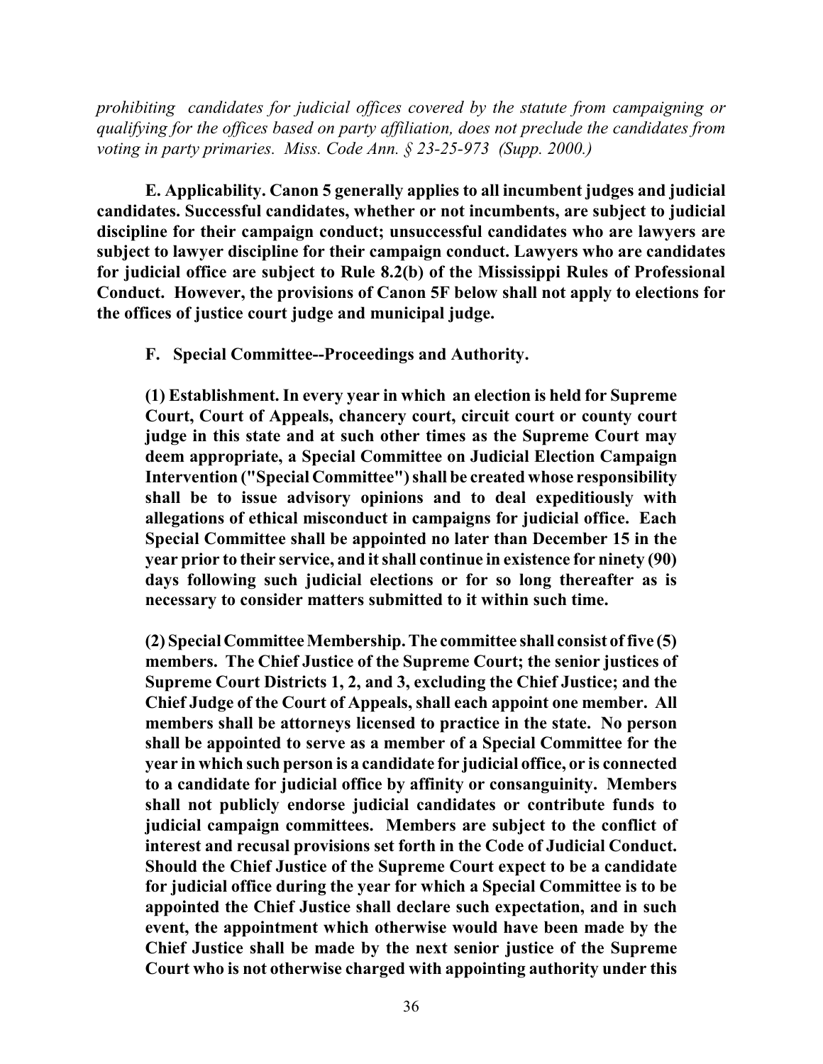*prohibiting candidates for judicial offices covered by the statute from campaigning or qualifying for the offices based on party affiliation, does not preclude the candidates from voting in party primaries. Miss. Code Ann. § 23-25-973 (Supp. 2000.)*

**E. Applicability. Canon 5 generally applies to all incumbent judges and judicial candidates. Successful candidates, whether or not incumbents, are subject to judicial discipline for their campaign conduct; unsuccessful candidates who are lawyers are subject to lawyer discipline for their campaign conduct. Lawyers who are candidates for judicial office are subject to Rule 8.2(b) of the Mississippi Rules of Professional Conduct. However, the provisions of Canon 5F below shall not apply to elections for the offices of justice court judge and municipal judge.**

**F. Special Committee--Proceedings and Authority.**

**(1) Establishment. In every year in which an election is held for Supreme Court, Court of Appeals, chancery court, circuit court or county court judge in this state and at such other times as the Supreme Court may deem appropriate, a Special Committee on Judicial Election Campaign Intervention ("Special Committee") shall be created whose responsibility shall be to issue advisory opinions and to deal expeditiously with allegations of ethical misconduct in campaigns for judicial office. Each Special Committee shall be appointed no later than December 15 in the year prior to their service, and it shall continue in existence for ninety (90) days following such judicial elections or for so long thereafter as is necessary to consider matters submitted to it within such time.**

**(2) Special Committee Membership. The committee shall consist of five (5) members. The Chief Justice of the Supreme Court; the senior justices of Supreme Court Districts 1, 2, and 3, excluding the Chief Justice; and the Chief Judge of the Court of Appeals, shall each appoint one member. All members shall be attorneys licensed to practice in the state. No person shall be appointed to serve as a member of a Special Committee for the year in which such person is a candidate for judicial office, or is connected to a candidate for judicial office by affinity or consanguinity. Members shall not publicly endorse judicial candidates or contribute funds to judicial campaign committees. Members are subject to the conflict of interest and recusal provisions set forth in the Code of Judicial Conduct. Should the Chief Justice of the Supreme Court expect to be a candidate for judicial office during the year for which a Special Committee is to be appointed the Chief Justice shall declare such expectation, and in such event, the appointment which otherwise would have been made by the Chief Justice shall be made by the next senior justice of the Supreme Court who is not otherwise charged with appointing authority under this**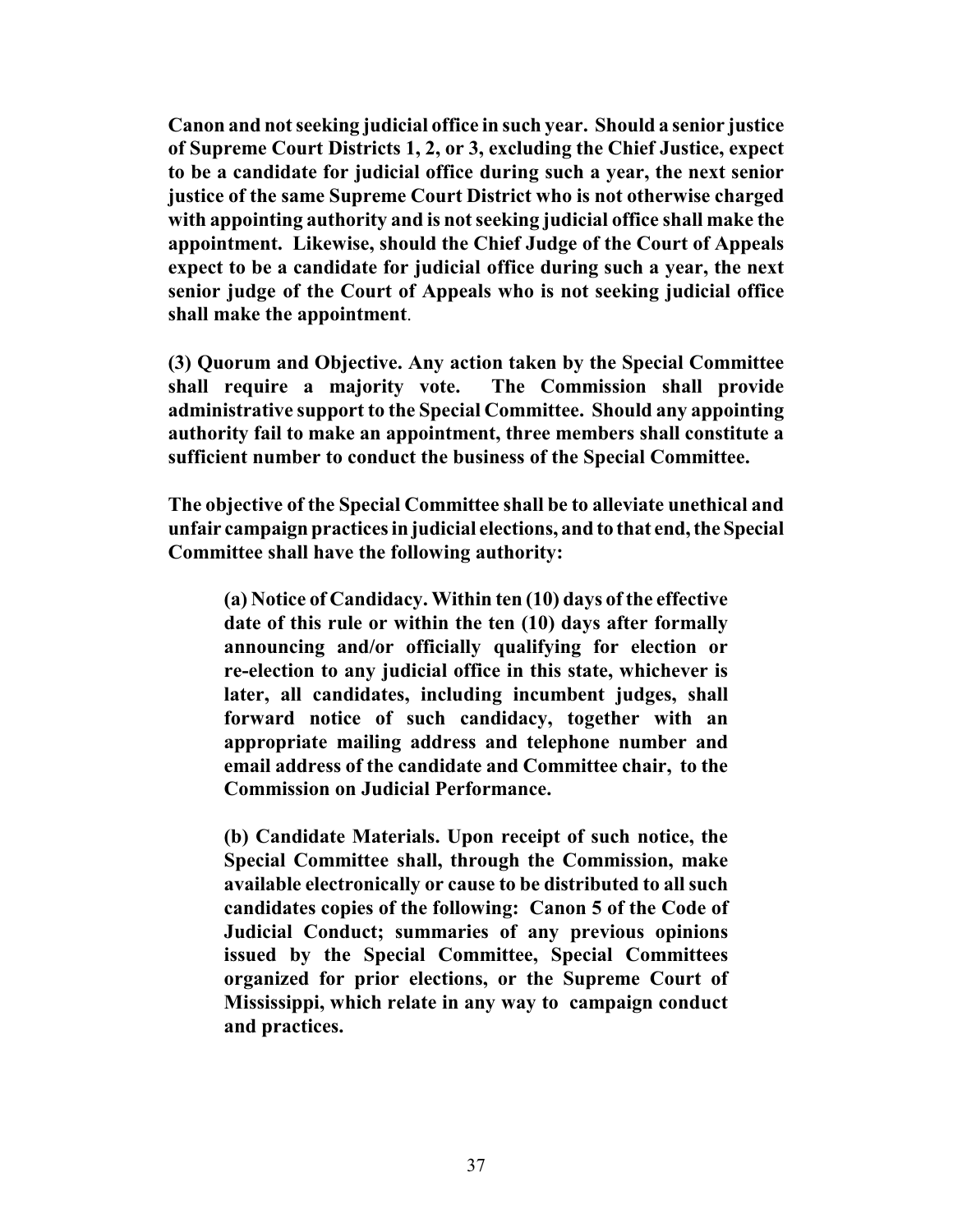**Canon and not seeking judicial office in such year. Should a senior justice of Supreme Court Districts 1, 2, or 3, excluding the Chief Justice, expect to be a candidate for judicial office during such a year, the next senior justice of the same Supreme Court District who is not otherwise charged with appointing authority and is not seeking judicial office shall make the appointment. Likewise, should the Chief Judge of the Court of Appeals expect to be a candidate for judicial office during such a year, the next senior judge of the Court of Appeals who is not seeking judicial office shall make the appointment**.

**(3) Quorum and Objective. Any action taken by the Special Committee shall require a majority vote. The Commission shall provide administrative support to the Special Committee. Should any appointing authority fail to make an appointment, three members shall constitute a sufficient number to conduct the business of the Special Committee.**

**The objective of the Special Committee shall be to alleviate unethical and unfair campaign practices in judicial elections, and to that end, the Special Committee shall have the following authority:**

> **(a) Notice of Candidacy. Within ten (10) days of the effective date of this rule or within the ten (10) days after formally announcing and/or officially qualifying for election or re-election to any judicial office in this state, whichever is later, all candidates, including incumbent judges, shall forward notice of such candidacy, together with an appropriate mailing address and telephone number and email address of the candidate and Committee chair, to the Commission on Judicial Performance.**
>
> **(b) Candidate Materials. Upon receipt of such notice, the Special Committee shall, through the Commission, make available electronically or cause to be distributed to all such candidates copies of the following: Canon 5 of the Code of Judicial Conduct; summaries of any previous opinions issued by the Special Committee, Special Committees organized for prior elections, or the Supreme Court of Mississippi, which relate in any way to campaign conduct and practices.**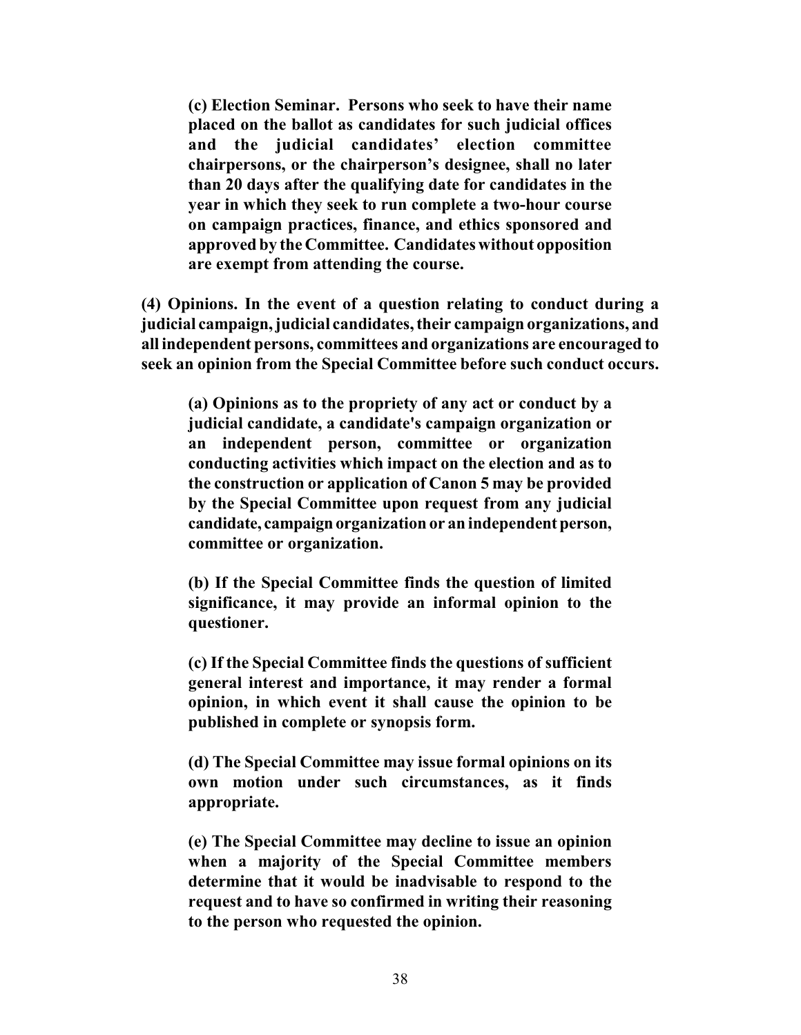**(c) Election Seminar. Persons who seek to have their name placed on the ballot as candidates for such judicial offices and the judicial candidates' election committee chairpersons, or the chairperson's designee, shall no later than 20 days after the qualifying date for candidates in the year in which they seek to run complete a two-hour course on campaign practices, finance, and ethics sponsored and approved by the Committee. Candidates without opposition are exempt from attending the course.**

**(4) Opinions. In the event of a question relating to conduct during a judicial campaign, judicial candidates, their campaign organizations, and all independent persons, committees and organizations are encouraged to seek an opinion from the Special Committee before such conduct occurs.**

**(a) Opinions as to the propriety of any act or conduct by a judicial candidate, a candidate's campaign organization or an independent person, committee or organization conducting activities which impact on the election and as to the construction or application of Canon 5 may be provided by the Special Committee upon request from any judicial candidate, campaign organization or an independent person, committee or organization.**

**(b) If the Special Committee finds the question of limited significance, it may provide an informal opinion to the questioner.**

**(c) If the Special Committee finds the questions of sufficient general interest and importance, it may render a formal opinion, in which event it shall cause the opinion to be published in complete or synopsis form.**

**(d) The Special Committee may issue formal opinions on its own motion under such circumstances, as it finds appropriate.**

**(e) The Special Committee may decline to issue an opinion when a majority of the Special Committee members determine that it would be inadvisable to respond to the request and to have so confirmed in writing their reasoning to the person who requested the opinion.**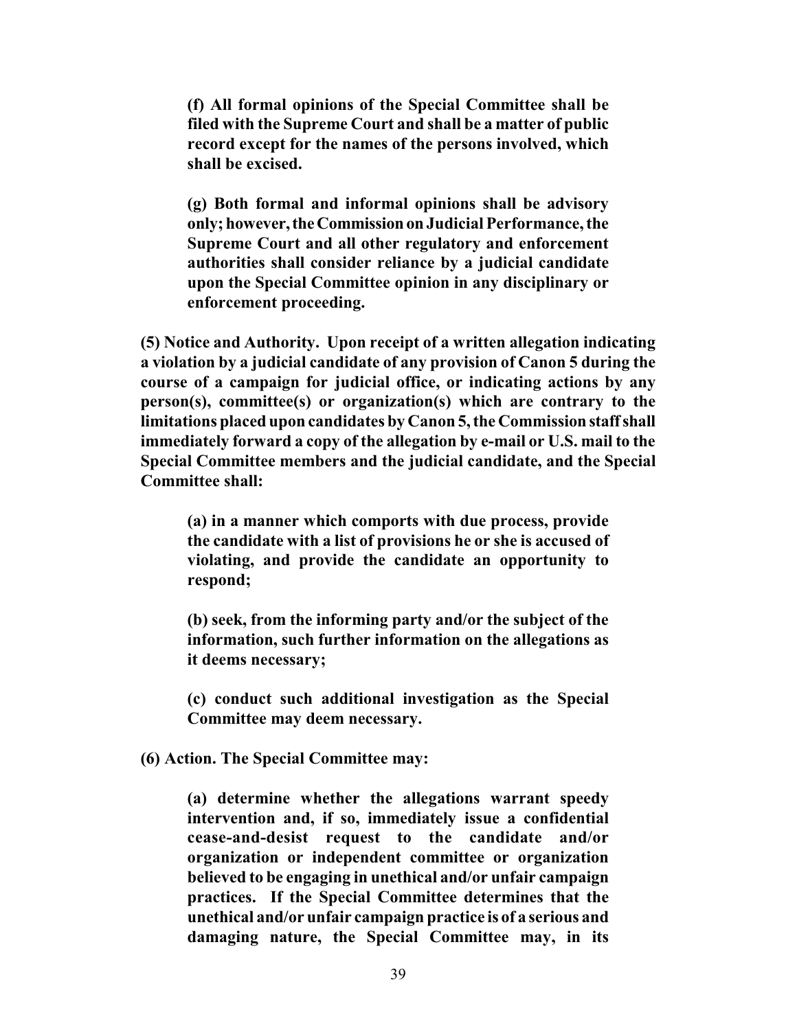**(f) All formal opinions of the Special Committee shall be filed with the Supreme Court and shall be a matter of public record except for the names of the persons involved, which shall be excised.**

**(g) Both formal and informal opinions shall be advisory only; however, the Commission on Judicial Performance, the Supreme Court and all other regulatory and enforcement authorities shall consider reliance by a judicial candidate upon the Special Committee opinion in any disciplinary or enforcement proceeding.**

**(5) Notice and Authority. Upon receipt of a written allegation indicating a violation by a judicial candidate of any provision of Canon 5 during the course of a campaign for judicial office, or indicating actions by any person(s), committee(s) or organization(s) which are contrary to the limitations placed upon candidates by Canon 5, the Commission staff shall immediately forward a copy of the allegation by e-mail or U.S. mail to the Special Committee members and the judicial candidate, and the Special Committee shall:**

**(a) in a manner which comports with due process, provide the candidate with a list of provisions he or she is accused of violating, and provide the candidate an opportunity to respond;**

**(b) seek, from the informing party and/or the subject of the information, such further information on the allegations as it deems necessary;**

**(c) conduct such additional investigation as the Special Committee may deem necessary.**

**(6) Action. The Special Committee may:**

**(a) determine whether the allegations warrant speedy intervention and, if so, immediately issue a confidential cease-and-desist request to the candidate and/or organization or independent committee or organization believed to be engaging in unethical and/or unfair campaign practices. If the Special Committee determines that the unethical and/or unfair campaign practice is of a serious and damaging nature, the Special Committee may, in its**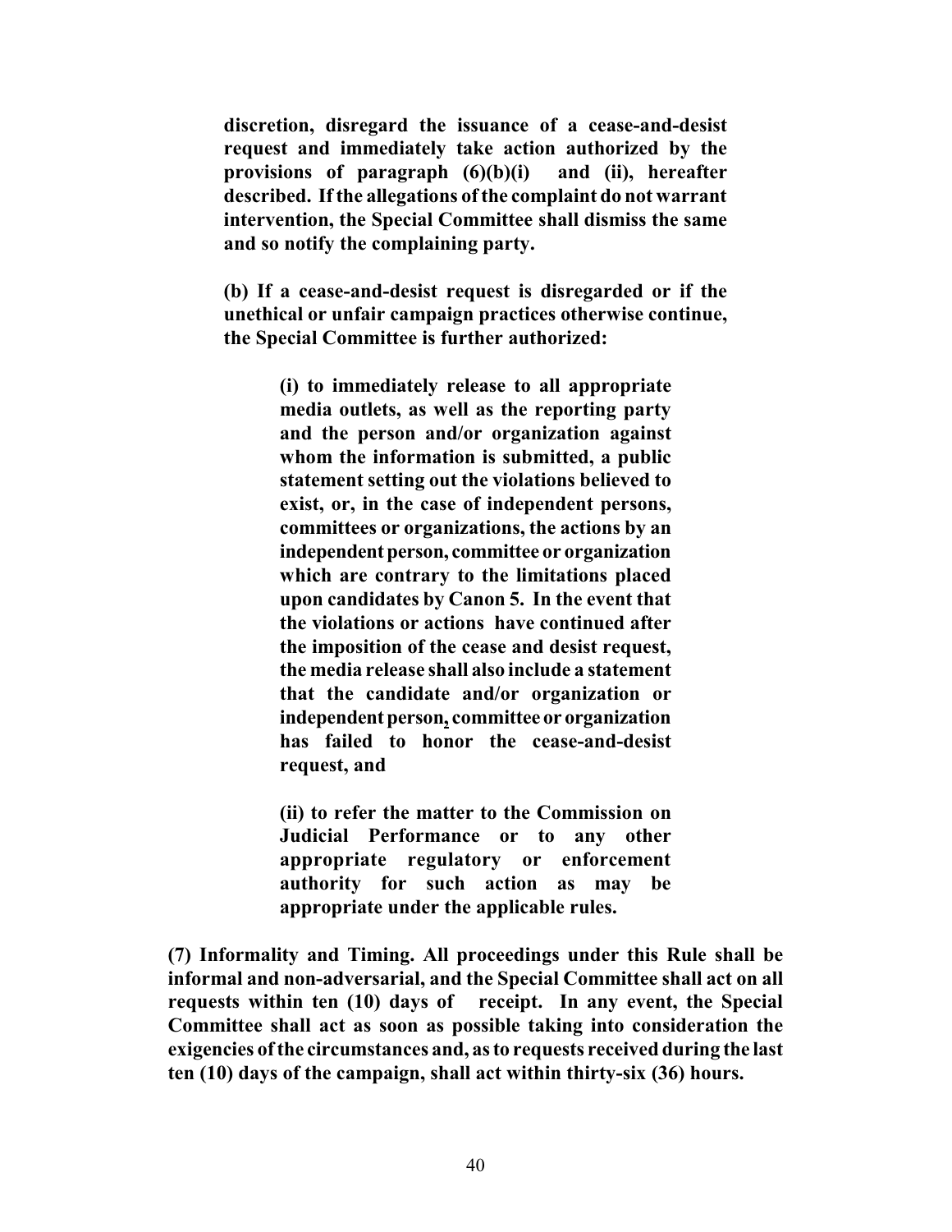**discretion, disregard the issuance of a cease-and-desist request and immediately take action authorized by the provisions of paragraph (6)(b)(i) and (ii), hereafter described. If the allegations of the complaint do not warrant intervention, the Special Committee shall dismiss the same and so notify the complaining party.**

**(b) If a cease-and-desist request is disregarded or if the unethical or unfair campaign practices otherwise continue, the Special Committee is further authorized:**

> **(i) to immediately release to all appropriate media outlets, as well as the reporting party and the person and/or organization against whom the information is submitted, a public statement setting out the violations believed to exist, or, in the case of independent persons, committees or organizations, the actions by an independent person, committee or organization which are contrary to the limitations placed upon candidates by Canon 5. In the event that the violations or actions have continued after the imposition of the cease and desist request, the media release shall also include a statement that the candidate and/or organization or independent person, committee or organization has failed to honor the cease-and-desist request, and**
>
> **(ii) to refer the matter to the Commission on Judicial Performance or to any other appropriate regulatory or enforcement authority for such action as may be appropriate under the applicable rules.**

**(7) Informality and Timing. All proceedings under this Rule shall be informal and non-adversarial, and the Special Committee shall act on all requests within ten (10) days of receipt. In any event, the Special Committee shall act as soon as possible taking into consideration the exigencies of the circumstances and, as to requests received during the last ten (10) days of the campaign, shall act within thirty-six (36) hours.**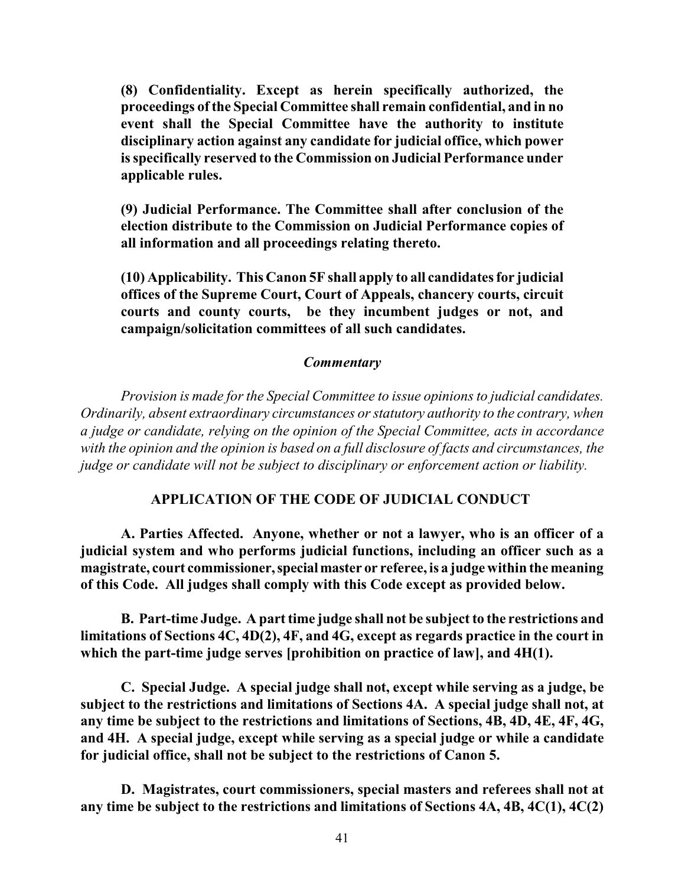**(8) Confidentiality. Except as herein specifically authorized, the proceedings of the Special Committee shall remain confidential, and in no event shall the Special Committee have the authority to institute disciplinary action against any candidate for judicial office, which power is specifically reserved to the Commission on Judicial Performance under applicable rules.**

**(9) Judicial Performance. The Committee shall after conclusion of the election distribute to the Commission on Judicial Performance copies of all information and all proceedings relating thereto.**

**(10) Applicability. This Canon 5F shall apply to all candidates for judicial offices of the Supreme Court, Court of Appeals, chancery courts, circuit courts and county courts, be they incumbent judges or not, and campaign/solicitation committees of all such candidates.**

***Commentary***

*Provision is made for the Special Committee to issue opinions to judicial candidates. Ordinarily, absent extraordinary circumstances or statutory authority to the contrary, when a judge or candidate, relying on the opinion of the Special Committee, acts in accordance with the opinion and the opinion is based on a full disclosure of facts and circumstances, the judge or candidate will not be subject to disciplinary or enforcement action or liability.*

## APPLICATION OF THE CODE OF JUDICIAL CONDUCT

**A. Parties Affected. Anyone, whether or not a lawyer, who is an officer of a judicial system and who performs judicial functions, including an officer such as a magistrate, court commissioner, special master or referee, is a judge within the meaning of this Code. All judges shall comply with this Code except as provided below.**

**B. Part-time Judge. A part time judge shall not be subject to the restrictions and limitations of Sections 4C, 4D(2), 4F, and 4G, except as regards practice in the court in which the part-time judge serves [prohibition on practice of law], and 4H(1).**

**C. Special Judge. A special judge shall not, except while serving as a judge, be subject to the restrictions and limitations of Sections 4A. A special judge shall not, at any time be subject to the restrictions and limitations of Sections, 4B, 4D, 4E, 4F, 4G, and 4H. A special judge, except while serving as a special judge or while a candidate for judicial office, shall not be subject to the restrictions of Canon 5.**

**D. Magistrates, court commissioners, special masters and referees shall not at any time be subject to the restrictions and limitations of Sections 4A, 4B, 4C(1), 4C(2)**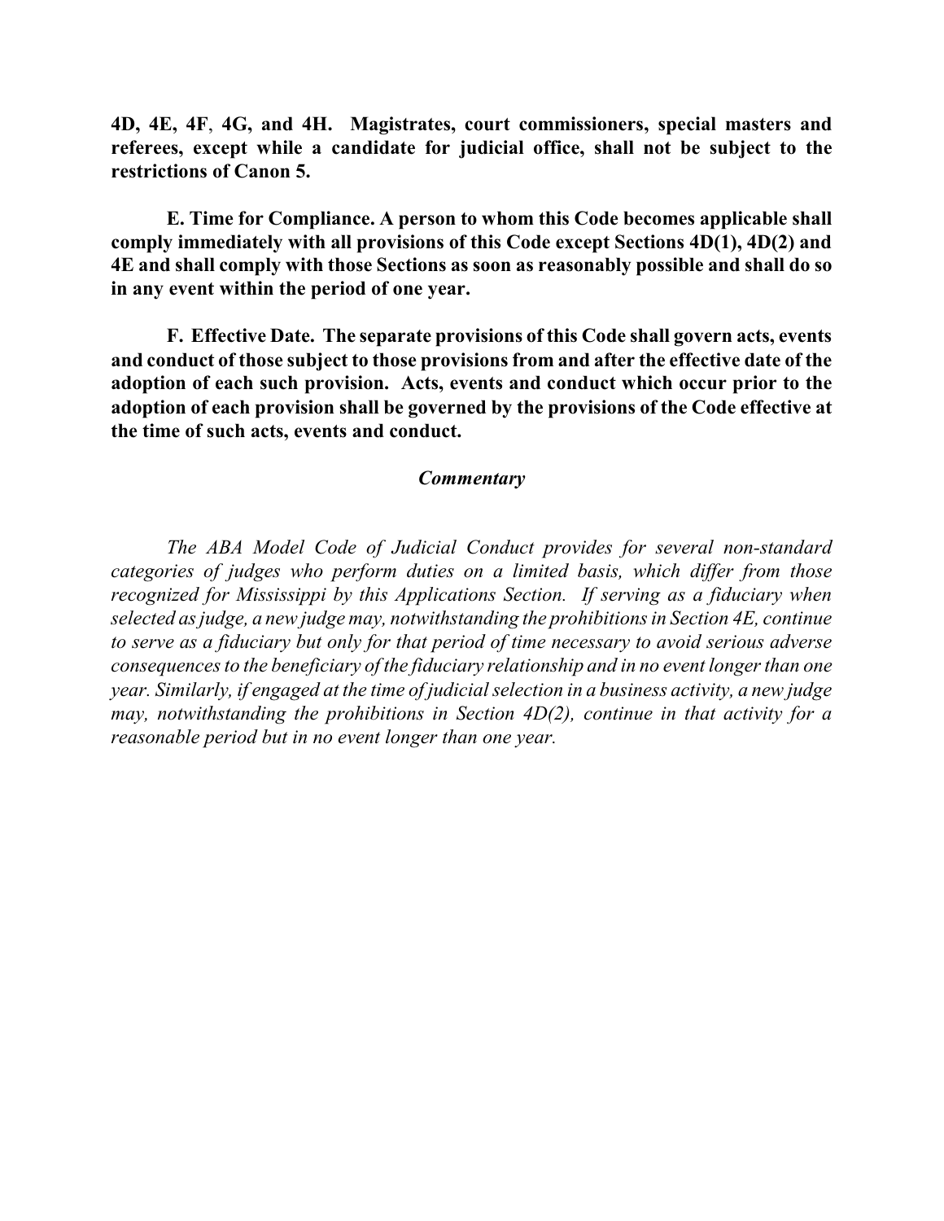**4D, 4E, 4F, 4G, and 4H. Magistrates, court commissioners, special masters and referees, except while a candidate for judicial office, shall not be subject to the restrictions of Canon 5.**

**E. Time for Compliance. A person to whom this Code becomes applicable shall comply immediately with all provisions of this Code except Sections 4D(1), 4D(2) and 4E and shall comply with those Sections as soon as reasonably possible and shall do so in any event within the period of one year.**

**F. Effective Date. The separate provisions of this Code shall govern acts, events and conduct of those subject to those provisions from and after the effective date of the adoption of each such provision. Acts, events and conduct which occur prior to the adoption of each provision shall be governed by the provisions of the Code effective at the time of such acts, events and conduct.**

***Commentary***

*The ABA Model Code of Judicial Conduct provides for several non-standard categories of judges who perform duties on a limited basis, which differ from those recognized for Mississippi by this Applications Section. If serving as a fiduciary when selected as judge, a new judge may, notwithstanding the prohibitions in Section 4E, continue to serve as a fiduciary but only for that period of time necessary to avoid serious adverse consequences to the beneficiary of the fiduciary relationship and in no event longer than one year. Similarly, if engaged at the time of judicial selection in a business activity, a new judge may, notwithstanding the prohibitions in Section 4D(2), continue in that activity for a reasonable period but in no event longer than one year.*